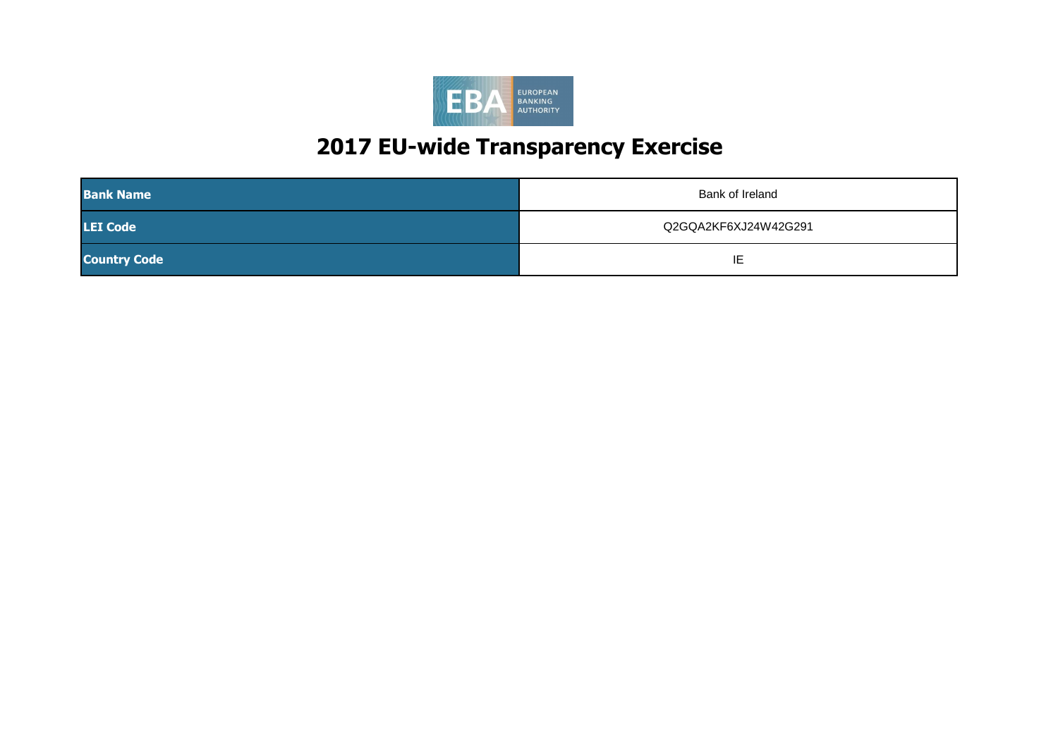# 2017 EU-wide Transparency Exercise

| Bank Name | Bank of Ireland |
|---|---|
| LEI Code | Q2GQA2KF6XJ24W42G291 |
| Country Code | IE |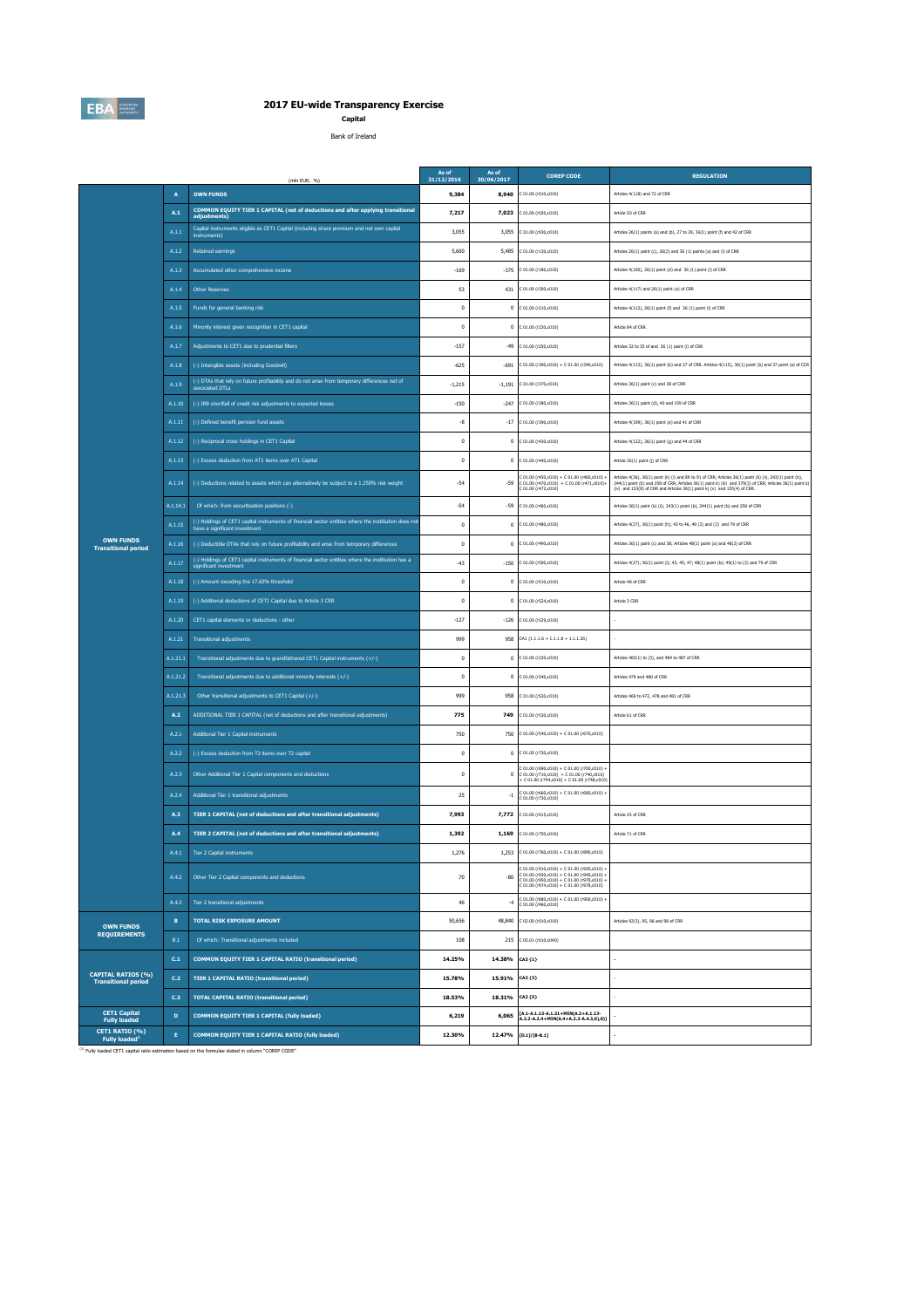# 2017 EU-wide Transparency Exercise

**Capital**

Bank of Ireland

| | | (mln EUR, %) | As of 31/12/2016 | As of 30/06/2017 | COREP CODE | REGULATION |
|---|---|---|---|---|---|---|
| OWN FUNDS Transitional period | A | **OWN FUNDS** | **9,384** | **8,940** | C 01.00 (r010,c010) | Articles 4(118) and 72 of CRR |
| | A.1 | **COMMON EQUITY TIER 1 CAPITAL (net of deductions and after applying transitional adjustments)** | 7,217 | 7,023 | C 01.00 (r020,c010) | Article 50 of CRR |
| | A.1.1 | Capital instruments eligible as CET1 Capital (including share premium and net own capital instruments) | 3,055 | 3,055 | C 01.00 (r030,c010) | Articles 26(1) points (a) and (b), 27 to 29, 36(1) point (f) and 42 of CRR |
| | A.1.2 | Retained earnings | 5,660 | 5,485 | C 01.00 (r130,c010) | Articles 26(1) point (c), 26(2) and 36 (1) points (a) and (l) of CRR |
| | A.1.3 | Accumulated other comprehensive income | -169 | -375 | C 01.00 (r180,c010) | Articles 4(100), 26(1) point (d) and 36 (1) point (l) of CRR |
| | A.1.4 | Other Reserves | 53 | 431 | C 01.00 (r200,c010) | Articles 4(117) and 26(1) point (e) of CRR |
| | A.1.5 | Funds for general banking risk | 0 | 0 | C 01.00 (r210,c010) | Articles 4(112), 26(1) point (f) and 36 (1) point (l) of CRR |
| | A.1.6 | Minority interest given recognition in CET1 capital | 0 | 0 | C 01.00 (r230,c010) | Article 84 of CRR |
| | A.1.7 | Adjustments to CET1 due to prudential filters | -157 | -49 | C 01.00 (r250,c010) | Articles 32 to 35 of and 36 (1) point (l) of CRR |
| | A.1.8 | (-) Intangible assets (including Goodwill) | -625 | -691 | C 01.00 (r300,c010) + C 01.00 (r340,c010) | Articles 4(113), 36(1) point (b) and 37 of CRR. Articles 4(115), 36(1) point (b) and 37 point (a) of CCR |
| | A.1.9 | (-) DTAs that rely on future profitability and do not arise from temporary differences net of associated DTLs | -1,215 | -1,191 | C 01.00 (r370,c010) | Articles 36(1) point (c) and 38 of CRR |
| | A.1.10 | (-) IRB shortfall of credit risk adjustments to expected losses | -150 | -247 | C 01.00 (r380,c010) | Articles 36(1) point (d), 40 and 159 of CRR |
| | A.1.11 | (-) Defined benefit pension fund assets | -8 | -17 | C 01.00 (r390,c010) | Articles 4(109), 36(1) point (e) and 41 of CRR |
| | A.1.12 | (-) Reciprocal cross holdings in CET1 Capital | 0 | 0 | C 01.00 (r430,c010) | Articles 4(122), 36(1) point (g) and 44 of CRR |
| | A.1.13 | (-) Excess deduction from AT1 items over AT1 Capital | 0 | 0 | C 01.00 (r440,c010) | Article 36(1) point (j) of CRR |
| | A.1.14 | (-) Deductions related to assets which can alternatively be subject to a 1.250% risk weight | -54 | -59 | C 01.00 (r450,c010) + C 01.00 (r460,c010) + C 01.00 (r470,c010) + C 01.00 (r471,c010)+ C 01.00 (r472,c010) | Articles 4(36), 36(1) point (k) (i) and 89 to 91 of CRR; Articles 36(1) point (k) (ii), 243(1) point (b), 244(1) point (b) and 258 of CRR; Articles 36(1) point k) (iii) and 379(3) of CRR; Articles 36(1) point k) (iv) and 153(8) of CRR and Articles 36(1) point k) (v) and 155(4) of CRR. |
| | A.1.14.1 | Of which: from securitisation positions (-) | -54 | -59 | C 01.00 (r460,c010) | Articles 36(1) point (k) (ii), 243(1) point (b), 244(1) point (b) and 258 of CRR |
| | A.1.15 | (-) Holdings of CET1 capital instruments of financial sector entities where the institution does not have a significant investment | 0 | 0 | C 01.00 (r480,c010) | Articles 4(27), 36(1) point (h); 43 to 46, 49 (2) and (3) and 79 of CRR |
| | A.1.16 | (-) Deductible DTAs that rely on future profitability and arise from temporary differences | 0 | 0 | C 01.00 (r490,c010) | Articles 36(1) point (c) and 38; Articles 48(1) point (a) and 48(2) of CRR |
| | A.1.17 | (-) Holdings of CET1 capital instruments of financial sector entities where the institution has a significant investment | -43 | -150 | C 01.00 (r500,c010) | Articles 4(27); 36(1) point (i); 43, 45; 47; 48(1) point (b); 49(1) to (3) and 79 of CRR |
| | A.1.18 | (-) Amount exceding the 17.65% threshold | 0 | 0 | C 01.00 (r510,c010) | Article 48 of CRR |
| | A.1.19 | (-) Additional deductions of CET1 Capital due to Article 3 CRR | 0 | 0 | C 01.00 (r524,c010) | Article 3 CRR |
| | A.1.20 | CET1 capital elements or deductions - other | -127 | -126 | C 01.00 (r529,c010) | - |
| | A.1.21 | Transitional adjustments | 999 | 958 | CA1 {1.1.1.6 + 1.1.1.8 + 1.1.1.26} | - |
| | A.1.21.1 | Transitional adjustments due to grandfathered CET1 Capital instruments (+/-) | 0 | 0 | C 01.00 (r220,c010) | Articles 483(1) to (3), and 484 to 487 of CRR |
| | A.1.21.2 | Transitional adjustments due to additional minority interests (+/-) | 0 | 0 | C 01.00 (r240,c010) | Articles 479 and 480 of CRR |
| | A.1.21.3 | Other transitional adjustments to CET1 Capital (+/-) | 999 | 958 | C 01.00 (r520,c010) | Articles 469 to 472, 478 and 481 of CRR |
| | A.2 | ADDITIONAL TIER 1 CAPITAL (net of deductions and after transitional adjustments) | 775 | 749 | C 01.00 (r530,c010) | Article 61 of CRR |
| | A.2.1 | Additional Tier 1 Capital instruments | 750 | 750 | C 01.00 (r540,c010) + C 01.00 (r670,c010) | |
| | A.2.2 | (-) Excess deduction from T2 items over T2 capital | 0 | 0 | C 01.00 (r720,c010) | |
| | A.2.3 | Other Additional Tier 1 Capital components and deductions | 0 | 0 | C 01.00 (r690,c010) + C 01.00 (r700,c010) + C 01.00 (r710,c010) + C 01.00 (r740,c010) + C 01.00 (r744,c010) + C 01.00 (r748,c010) | |
| | A.2.4 | Additional Tier 1 transitional adjustments | 25 | -1 | C 01.00 (r660,c010) + C 01.00 (r680,c010) + C 01.00 (r730,c010) | |
| | A.3 | **TIER 1 CAPITAL (net of deductions and after transitional adjustments)** | **7,993** | **7,772** | C 01.00 (r015,c010) | Article 25 of CRR |
| | A.4 | **TIER 2 CAPITAL (net of deductions and after transitional adjustments)** | **1,392** | **1,169** | C 01.00 (r750,c010) | Article 71 of CRR |
| | A.4.1 | Tier 2 Capital instruments | 1,276 | 1,253 | C 01.00 (r760,c010) + C 01.00 (r890,c010) | |
| | A.4.2 | Other Tier 2 Capital components and deductions | 70 | -80 | C 01.00 (r910,c010) + C 01.00 (r920,c010) + C 01.00 (r930,c010) + C 01.00 (r940,c010) + C 01.00 (r950,c010) + C 01.00 (r970,c010) + C 01.00 (r974,c010) + C 01.00 (r978,c010) | |
| | A.4.3 | Tier 2 transitional adjustments | 46 | -4 | C 01.00 (r880,c010) + C 01.00 (r900,c010) + C 01.00 (r960,c010) | |
| OWN FUNDS REQUIREMENTS | B | **TOTAL RISK EXPOSURE AMOUNT** | 50,656 | 48,840 | C 02.00 (r010,c010) | Articles 92(3), 95, 96 and 98 of CRR |
| | B.1 | Of which: Transitional adjustments included | 108 | 215 | C 05.01 (r010;c040) | |
| CAPITAL RATIOS (%) Transitional period | C.1 | **COMMON EQUITY TIER 1 CAPITAL RATIO (transitional period)** | **14.25%** | **14.38%** | CA3 {1} | - |
| | C.2 | **TIER 1 CAPITAL RATIO (transitional period)** | **15.78%** | **15.91%** | CA3 {3} | - |
| | C.3 | **TOTAL CAPITAL RATIO (transitional period)** | **18.53%** | **18.31%** | CA3 {5} | - |
| CET1 Capital Fully loaded | D | **COMMON EQUITY TIER 1 CAPITAL (fully loaded)** | **6,219** | **6,065** | [A.1-A.1.13-A.1.21+MIN(A.2+A.1.13-A.2.2-A.2.4+MIN(A.4+A.2.2-A.4.3,0),0)] | - |
| CET1 RATIO (%) Fully loaded[1] | E | **COMMON EQUITY TIER 1 CAPITAL RATIO (fully loaded)** | **12.30%** | **12.47%** | [D.1]/[B-B.1] | - |

[1] Fully loaded CET1 capital ratio estimation based on the formulae stated in column "COREP CODE"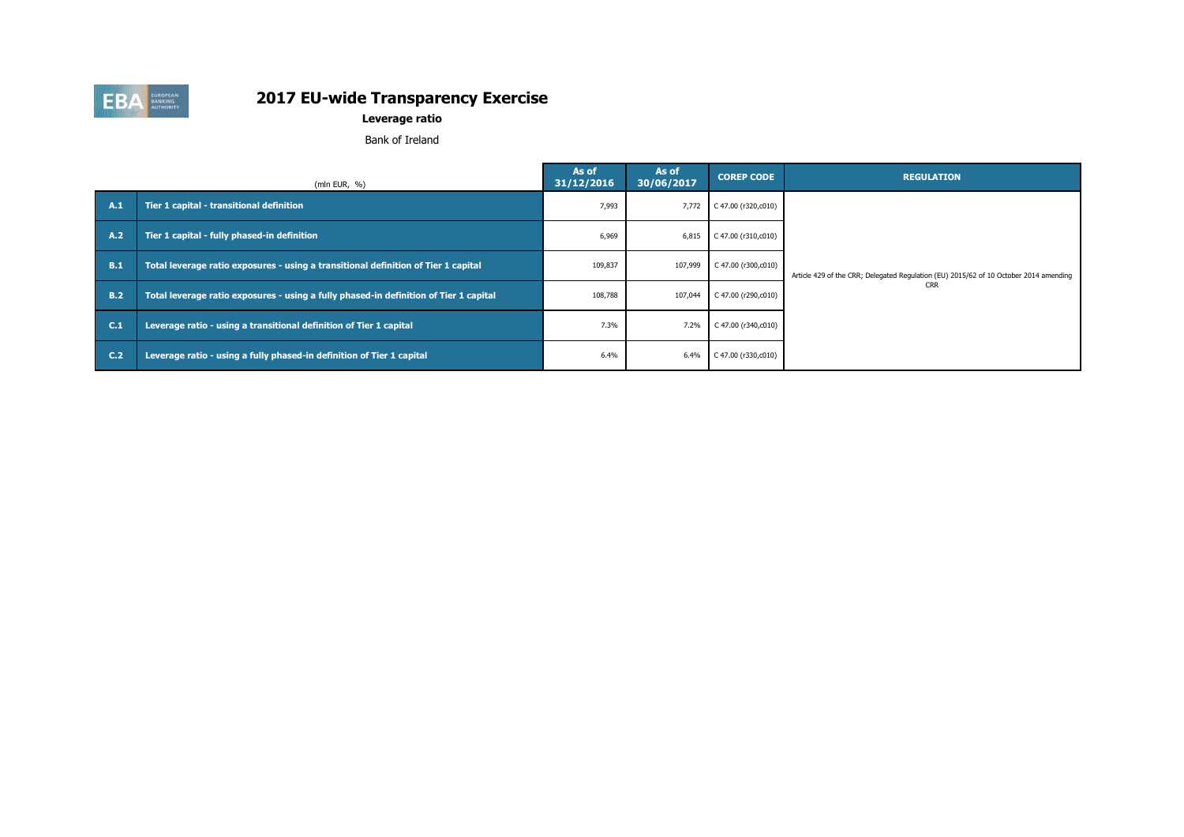# 2017 EU-wide Transparency Exercise

**Leverage ratio**

Bank of Ireland

| | (mln EUR, %) | As of 31/12/2016 | As of 30/06/2017 | COREP CODE | REGULATION |
|---|---|---|---|---|---|
| A.1 | Tier 1 capital - transitional definition | 7,993 | 7,772 | C 47.00 (r320,c010) | Article 429 of the CRR; Delegated Regulation (EU) 2015/62 of 10 October 2014 amending CRR |
| A.2 | Tier 1 capital - fully phased-in definition | 6,969 | 6,815 | C 47.00 (r310,c010) | |
| B.1 | Total leverage ratio exposures - using a transitional definition of Tier 1 capital | 109,837 | 107,999 | C 47.00 (r300,c010) | |
| B.2 | Total leverage ratio exposures - using a fully phased-in definition of Tier 1 capital | 108,788 | 107,044 | C 47.00 (r290,c010) | |
| C.1 | Leverage ratio - using a transitional definition of Tier 1 capital | 7.3% | 7.2% | C 47.00 (r340,c010) | |
| C.2 | Leverage ratio - using a fully phased-in definition of Tier 1 capital | 6.4% | 6.4% | C 47.00 (r330,c010) | |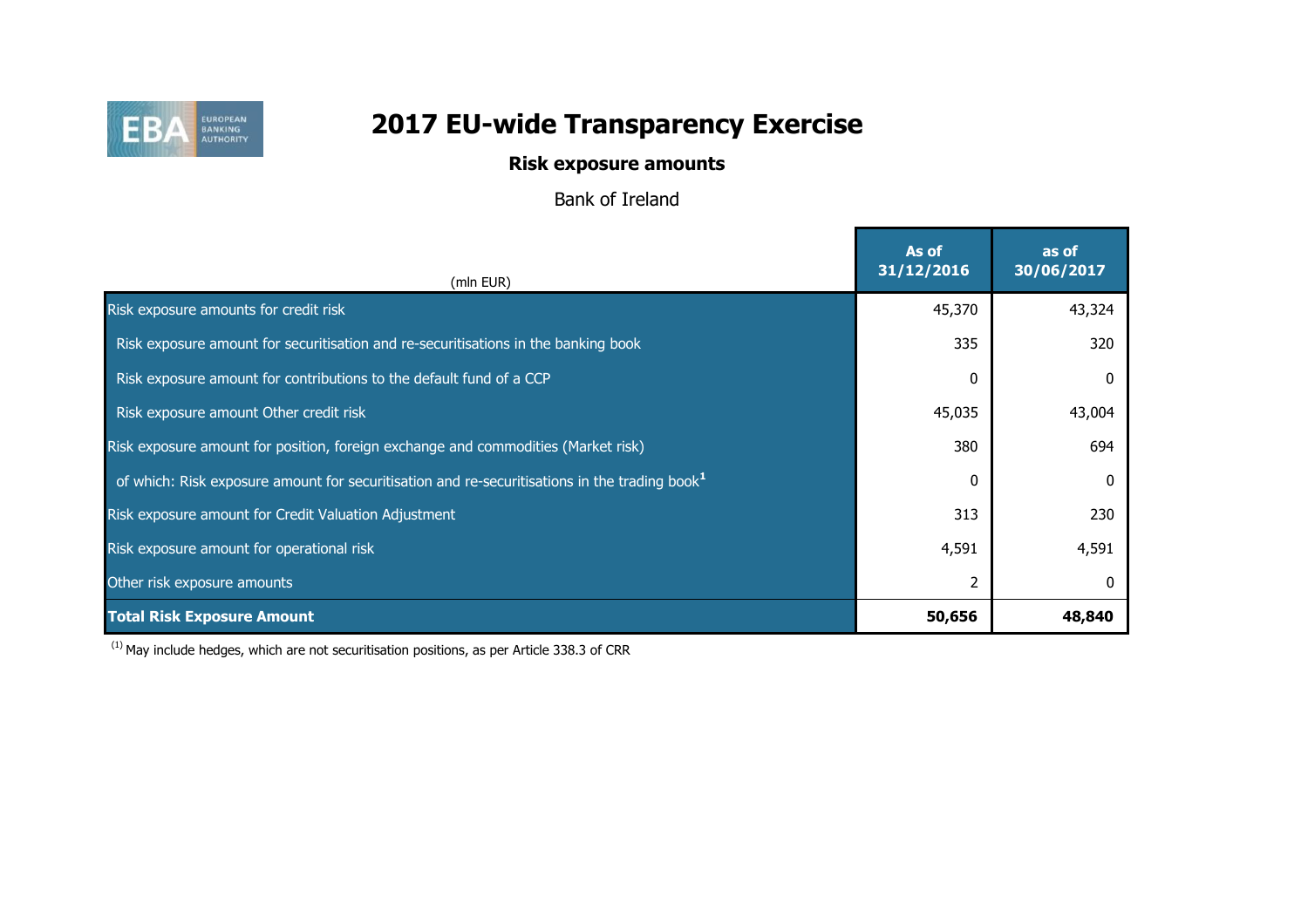# 2017 EU-wide Transparency Exercise

## Risk exposure amounts

Bank of Ireland

| (mln EUR) | As of 31/12/2016 | as of 30/06/2017 |
|---|---|---|
| Risk exposure amounts for credit risk | 45,370 | 43,324 |
| Risk exposure amount for securitisation and re-securitisations in the banking book | 335 | 320 |
| Risk exposure amount for contributions to the default fund of a CCP | 0 | 0 |
| Risk exposure amount Other credit risk | 45,035 | 43,004 |
| Risk exposure amount for position, foreign exchange and commodities (Market risk) | 380 | 694 |
| of which: Risk exposure amount for securitisation and re-securitisations in the trading book[1] | 0 | 0 |
| Risk exposure amount for Credit Valuation Adjustment | 313 | 230 |
| Risk exposure amount for operational risk | 4,591 | 4,591 |
| Other risk exposure amounts | 2 | 0 |
| **Total Risk Exposure Amount** | **50,656** | **48,840** |

[1] May include hedges, which are not securitisation positions, as per Article 338.3 of CRR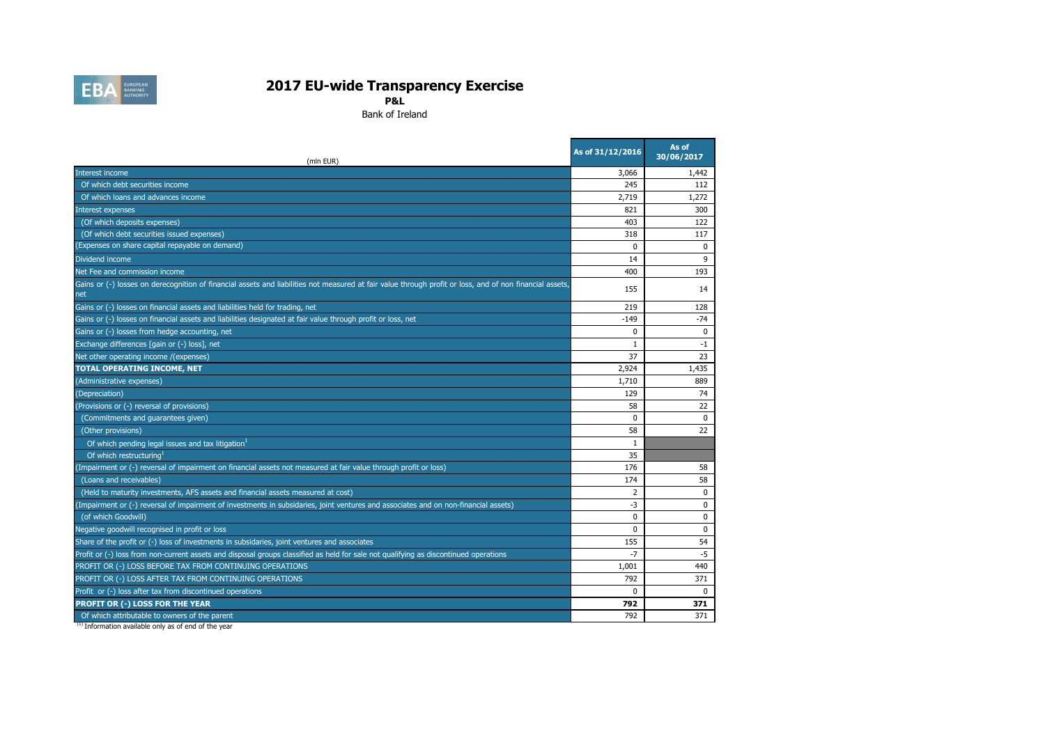# 2017 EU-wide Transparency Exercise

**P&L**

Bank of Ireland

| (mln EUR) | As of 31/12/2016 | As of 30/06/2017 |
|---|---|---|
| Interest income | 3,066 | 1,442 |
| Of which debt securities income | 245 | 112 |
| Of which loans and advances income | 2,719 | 1,272 |
| Interest expenses | 821 | 300 |
| (Of which deposits expenses) | 403 | 122 |
| (Of which debt securities issued expenses) | 318 | 117 |
| (Expenses on share capital repayable on demand) | 0 | 0 |
| Dividend income | 14 | 9 |
| Net Fee and commission income | 400 | 193 |
| Gains or (-) losses on derecognition of financial assets and liabilities not measured at fair value through profit or loss, and of non financial assets, net | 155 | 14 |
| Gains or (-) losses on financial assets and liabilities held for trading, net | 219 | 128 |
| Gains or (-) losses on financial assets and liabilities designated at fair value through profit or loss, net | -149 | -74 |
| Gains or (-) losses from hedge accounting, net | 0 | 0 |
| Exchange differences [gain or (-) loss], net | 1 | -1 |
| Net other operating income /(expenses) | 37 | 23 |
| **TOTAL OPERATING INCOME, NET** | 2,924 | 1,435 |
| (Administrative expenses) | 1,710 | 889 |
| (Depreciation) | 129 | 74 |
| (Provisions or (-) reversal of provisions) | 58 | 22 |
| (Commitments and guarantees given) | 0 | 0 |
| (Other provisions) | 58 | 22 |
| Of which pending legal issues and tax litigation[1] | 1 | |
| Of which restructuring[1] | 35 | |
| (Impairment or (-) reversal of impairment on financial assets not measured at fair value through profit or loss) | 176 | 58 |
| (Loans and receivables) | 174 | 58 |
| (Held to maturity investments, AFS assets and financial assets measured at cost) | 2 | 0 |
| (Impairment or (-) reversal of impairment of investments in subsidaries, joint ventures and associates and on non-financial assets) | -3 | 0 |
| (of which Goodwill) | 0 | 0 |
| Negative goodwill recognised in profit or loss | 0 | 0 |
| Share of the profit or (-) loss of investments in subsidaries, joint ventures and associates | 155 | 54 |
| Profit or (-) loss from non-current assets and disposal groups classified as held for sale not qualifying as discontinued operations | -7 | -5 |
| PROFIT OR (-) LOSS BEFORE TAX FROM CONTINUING OPERATIONS | 1,001 | 440 |
| PROFIT OR (-) LOSS AFTER TAX FROM CONTINUING OPERATIONS | 792 | 371 |
| Profit or (-) loss after tax from discontinued operations | 0 | 0 |
| **PROFIT OR (-) LOSS FOR THE YEAR** | **792** | **371** |
| Of which attributable to owners of the parent | 792 | 371 |

[1] Information available only as of end of the year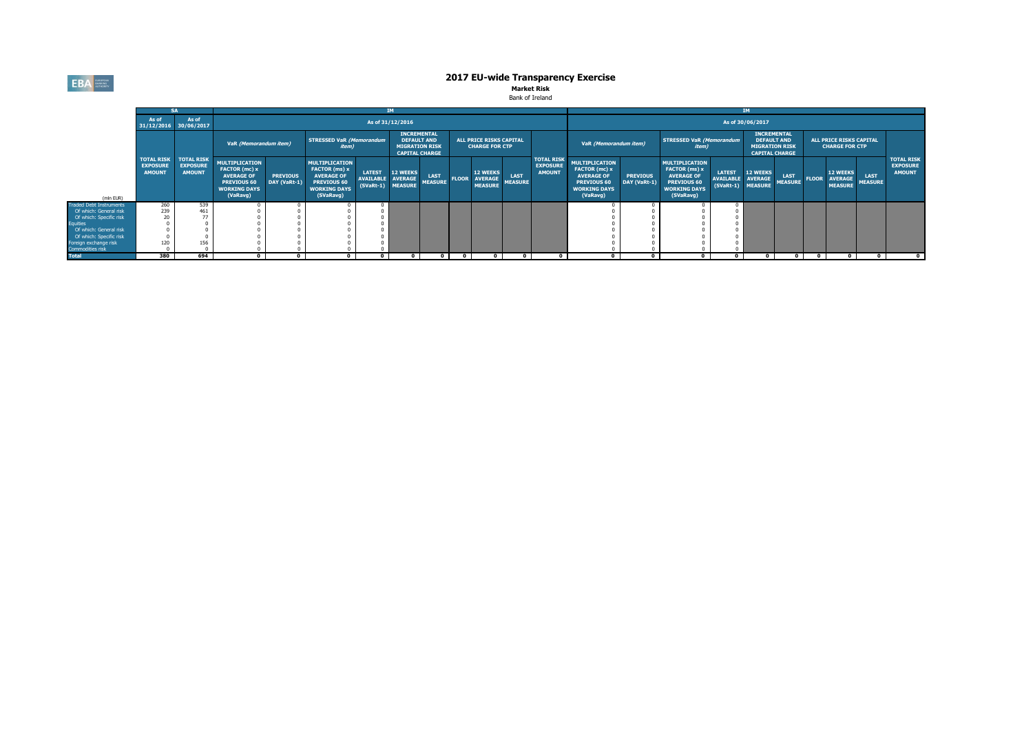# 2017 EU-wide Transparency Exercise

**Market Risk**

Bank of Ireland

| | SA | | IM | | | | | | | | | | | | IM | | | | | | | | | | | |
|---|---|---|---|---|---|---|---|---|---|---|---|---|---|---|---|---|---|---|---|---|---|---|---|---|---|---|
| | As of 31/12/2016 | As of 30/06/2017 | As of 31/12/2016 | | | | | | | | | | | | As of 30/06/2017 | | | | | | | | | | | |
| | | | VaR *(Memorandum item)* | | STRESSED VaR *(Memorandum item)* | | INCREMENTAL DEFAULT AND MIGRATION RISK CAPITAL CHARGE | | ALL PRICE RISKS CAPITAL CHARGE FOR CTP | | | | | | VaR *(Memorandum item)* | | STRESSED VaR *(Memorandum item)* | | INCREMENTAL DEFAULT AND MIGRATION RISK CAPITAL CHARGE | | ALL PRICE RISKS CAPITAL CHARGE FOR CTP | | | | | |
| (mln EUR) | TOTAL RISK EXPOSURE AMOUNT | TOTAL RISK EXPOSURE AMOUNT | MULTIPLICATION FACTOR (mc) x AVERAGE OF PREVIOUS 60 WORKING DAYS (VaRavg) | PREVIOUS DAY (VaRt-1) | MULTIPLICATION FACTOR (ms) x AVERAGE OF PREVIOUS 60 WORKING DAYS (SVaRavg) | LATEST AVAILABLE (SVaRt-1) | 12 WEEKS AVERAGE MEASURE | LAST MEASURE | FLOOR | 12 WEEKS AVERAGE MEASURE | LAST MEASURE | TOTAL RISK EXPOSURE AMOUNT | MULTIPLICATION FACTOR (mc) x AVERAGE OF PREVIOUS 60 WORKING DAYS (VaRavg) | PREVIOUS DAY (VaRt-1) | MULTIPLICATION FACTOR (ms) x AVERAGE OF PREVIOUS 60 WORKING DAYS (SVaRavg) | LATEST AVAILABLE (SVaRt-1) | 12 WEEKS AVERAGE MEASURE | LAST MEASURE | FLOOR | 12 WEEKS AVERAGE MEASURE | LAST MEASURE | TOTAL RISK EXPOSURE AMOUNT |
| Traded Debt Instruments | 260 | 539 | 0 | 0 | 0 | 0 | | | | | | | 0 | 0 | 0 | 0 | | | | | | |
| Of which: General risk | 239 | 461 | 0 | 0 | 0 | 0 | | | | | | | 0 | 0 | 0 | 0 | | | | | | |
| Of which: Specific risk | 20 | 77 | 0 | 0 | 0 | 0 | | | | | | | 0 | 0 | 0 | 0 | | | | | | |
| Equities | 0 | 0 | 0 | 0 | 0 | 0 | | | | | | | 0 | 0 | 0 | 0 | | | | | | |
| Of which: General risk | 0 | 0 | 0 | 0 | 0 | 0 | | | | | | | 0 | 0 | 0 | 0 | | | | | | |
| Of which: Specific risk | 0 | 0 | 0 | 0 | 0 | 0 | | | | | | | 0 | 0 | 0 | 0 | | | | | | |
| Foreign exchange risk | 120 | 156 | 0 | 0 | 0 | 0 | | | | | | | 0 | 0 | 0 | 0 | | | | | | |
| Commodities risk | 0 | 0 | 0 | 0 | 0 | 0 | | | | | | | 0 | 0 | 0 | 0 | | | | | | |
| **Total** | **380** | **694** | **0** | **0** | **0** | **0** | **0** | **0** | **0** | **0** | **0** | **0** | **0** | **0** | **0** | **0** | **0** | **0** | **0** | **0** | **0** | **0** |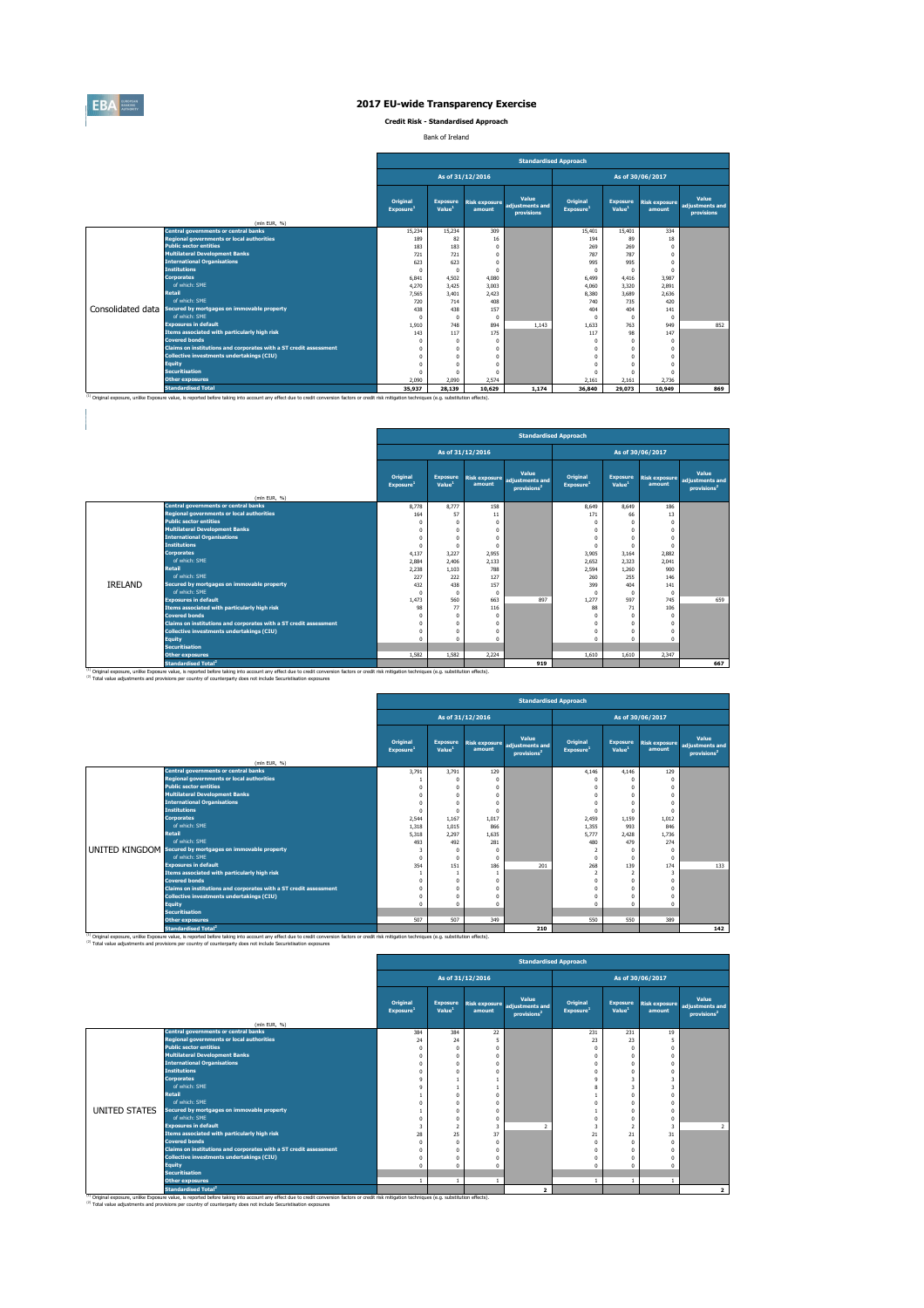# 2017 EU-wide Transparency Exercise

**Credit Risk - Standardised Approach**

Bank of Ireland

| | (mln EUR, %) | Standardised Approach | | | | | | | |
|---|---|---|---|---|---|---|---|---|---|
| | | As of 31/12/2016 | | | | As of 30/06/2017 | | | |
| | | Original Exposure[1] | Exposure Value[1] | Risk exposure amount | Value adjustments and provisions | Original Exposure[1] | Exposure Value[1] | Risk exposure amount | Value adjustments and provisions |
| Consolidated data | Central governments or central banks | 15,234 | 15,234 | 309 | | 15,401 | 15,401 | 334 | |
| | Regional governments or local authorities | 189 | 82 | 16 | | 194 | 89 | 18 | |
| | Public sector entities | 183 | 183 | 0 | | 269 | 269 | 0 | |
| | Multilateral Development Banks | 721 | 721 | 0 | | 787 | 787 | 0 | |
| | International Organisations | 623 | 623 | 0 | | 995 | 995 | 0 | |
| | Institutions | 0 | 0 | 0 | | 0 | 0 | 0 | |
| | Corporates | 6,841 | 4,502 | 4,080 | | 6,499 | 4,416 | 3,987 | |
| | of which: SME | 4,270 | 3,425 | 3,003 | | 4,060 | 3,320 | 2,891 | |
| | Retail | 7,565 | 3,401 | 2,423 | | 8,380 | 3,689 | 2,636 | |
| | of which: SME | 720 | 714 | 408 | | 740 | 735 | 420 | |
| | Secured by mortgages on immovable property | 438 | 438 | 157 | | 404 | 404 | 141 | |
| | of which: SME | 0 | 0 | 0 | | 0 | 0 | 0 | |
| | Exposures in default | 1,910 | 748 | 894 | 1,143 | 1,633 | 763 | 949 | 852 |
| | Items associated with particularly high risk | 143 | 117 | 175 | | 117 | 98 | 147 | |
| | Covered bonds | 0 | 0 | 0 | | 0 | 0 | 0 | |
| | Claims on institutions and corporates with a ST credit assessment | 0 | 0 | 0 | | 0 | 0 | 0 | |
| | Collective investments undertakings (CIU) | 0 | 0 | 0 | | 0 | 0 | 0 | |
| | Equity | 0 | 0 | 0 | | 0 | 0 | 0 | |
| | Securitisation | 0 | 0 | 0 | | 0 | 0 | 0 | |
| | Other exposures | 2,090 | 2,090 | 2,574 | | 2,161 | 2,161 | 2,736 | |
| | Standardised Total | 35,937 | 28,139 | 10,629 | 1,174 | 36,840 | 29,073 | 10,949 | 869 |

[1] Original exposure, unlike Exposure value, is reported before taking into account any effect due to credit conversion factors or credit risk mitigation techniques (e.g. substitution effects).

| | (mln EUR, %) | Standardised Approach | | | | | | | |
|---|---|---|---|---|---|---|---|---|---|
| | | As of 31/12/2016 | | | | As of 30/06/2017 | | | |
| | | Original Exposure[1] | Exposure Value[1] | Risk exposure amount | Value adjustments and provisions[2] | Original Exposure[1] | Exposure Value[1] | Risk exposure amount | Value adjustments and provisions[2] |
| IRELAND | Central governments or central banks | 8,778 | 8,777 | 158 | | 8,649 | 8,649 | 186 | |
| | Regional governments or local authorities | 164 | 57 | 11 | | 171 | 66 | 13 | |
| | Public sector entities | 0 | 0 | 0 | | 0 | 0 | 0 | |
| | Multilateral Development Banks | 0 | 0 | 0 | | 0 | 0 | 0 | |
| | International Organisations | 0 | 0 | 0 | | 0 | 0 | 0 | |
| | Institutions | 0 | 0 | 0 | | 0 | 0 | 0 | |
| | Corporates | 4,137 | 3,227 | 2,955 | | 3,905 | 3,164 | 2,882 | |
| | of which: SME | 2,884 | 2,406 | 2,133 | | 2,652 | 2,323 | 2,041 | |
| | Retail | 2,238 | 1,103 | 788 | | 2,594 | 1,260 | 900 | |
| | of which: SME | 227 | 222 | 127 | | 260 | 255 | 146 | |
| | Secured by mortgages on immovable property | 432 | 438 | 157 | | 399 | 404 | 141 | |
| | of which: SME | 0 | 0 | 0 | | 0 | 0 | 0 | |
| | Exposures in default | 1,473 | 560 | 663 | 897 | 1,277 | 597 | 745 | 659 |
| | Items associated with particularly high risk | 98 | 77 | 116 | | 88 | 71 | 106 | |
| | Covered bonds | 0 | 0 | 0 | | 0 | 0 | 0 | |
| | Claims on institutions and corporates with a ST credit assessment | 0 | 0 | 0 | | 0 | 0 | 0 | |
| | Collective investments undertakings (CIU) | 0 | 0 | 0 | | 0 | 0 | 0 | |
| | Equity | 0 | 0 | 0 | | 0 | 0 | 0 | |
| | Securitisation | | | | | | | | |
| | Other exposures | 1,582 | 1,582 | 2,224 | | 1,610 | 1,610 | 2,347 | |
| | Standardised Total[2] | | | | 919 | | | | 667 |

[1] Original exposure, unlike Exposure value, is reported before taking into account any effect due to credit conversion factors or credit risk mitigation techniques (e.g. substitution effects).
[2] Total value adjustments and provisions per country of counterparty does not include Securitisation exposures

| | (mln EUR, %) | Standardised Approach | | | | | | | |
|---|---|---|---|---|---|---|---|---|---|
| | | As of 31/12/2016 | | | | As of 30/06/2017 | | | |
| | | Original Exposure[1] | Exposure Value[1] | Risk exposure amount | Value adjustments and provisions[2] | Original Exposure[1] | Exposure Value[1] | Risk exposure amount | Value adjustments and provisions[2] |
| UNITED KINGDOM | Central governments or central banks | 3,791 | 3,791 | 129 | | 4,146 | 4,146 | 129 | |
| | Regional governments or local authorities | 1 | 0 | 0 | | 0 | 0 | 0 | |
| | Public sector entities | 0 | 0 | 0 | | 0 | 0 | 0 | |
| | Multilateral Development Banks | 0 | 0 | 0 | | 0 | 0 | 0 | |
| | International Organisations | 0 | 0 | 0 | | 0 | 0 | 0 | |
| | Institutions | 0 | 0 | 0 | | 0 | 0 | 0 | |
| | Corporates | 2,544 | 1,167 | 1,017 | | 2,459 | 1,159 | 1,012 | |
| | of which: SME | 1,318 | 1,015 | 866 | | 1,355 | 993 | 846 | |
| | Retail | 5,318 | 2,297 | 1,635 | | 5,777 | 2,428 | 1,736 | |
| | of which: SME | 493 | 492 | 281 | | 480 | 479 | 274 | |
| | Secured by mortgages on immovable property | 3 | 0 | 0 | | 2 | 0 | 0 | |
| | of which: SME | 0 | 0 | 0 | | 0 | 0 | 0 | |
| | Exposures in default | 354 | 151 | 186 | 201 | 268 | 139 | 174 | 133 |
| | Items associated with particularly high risk | 1 | 1 | 1 | | 2 | 2 | 3 | |
| | Covered bonds | 0 | 0 | 0 | | 0 | 0 | 0 | |
| | Claims on institutions and corporates with a ST credit assessment | 0 | 0 | 0 | | 0 | 0 | 0 | |
| | Collective investments undertakings (CIU) | 0 | 0 | 0 | | 0 | 0 | 0 | |
| | Equity | 0 | 0 | 0 | | 0 | 0 | 0 | |
| | Securitisation | | | | | | | | |
| | Other exposures | 507 | 507 | 349 | | 550 | 550 | 389 | |
| | Standardised Total[2] | | | | 210 | | | | 142 |

[1] Original exposure, unlike Exposure value, is reported before taking into account any effect due to credit conversion factors or credit risk mitigation techniques (e.g. substitution effects).
[2] Total value adjustments and provisions per country of counterparty does not include Securitisation exposures

| | (mln EUR, %) | Standardised Approach | | | | | | | |
|---|---|---|---|---|---|---|---|---|---|
| | | As of 31/12/2016 | | | | As of 30/06/2017 | | | |
| | | Original Exposure[1] | Exposure Value[1] | Risk exposure amount | Value adjustments and provisions[2] | Original Exposure[1] | Exposure Value[1] | Risk exposure amount | Value adjustments and provisions[2] |
| UNITED STATES | Central governments or central banks | 384 | 384 | 22 | | 231 | 231 | 19 | |
| | Regional governments or local authorities | 24 | 24 | 5 | | 23 | 23 | 5 | |
| | Public sector entities | 0 | 0 | 0 | | 0 | 0 | 0 | |
| | Multilateral Development Banks | 0 | 0 | 0 | | 0 | 0 | 0 | |
| | International Organisations | 0 | 0 | 0 | | 0 | 0 | 0 | |
| | Institutions | 0 | 0 | 0 | | 0 | 0 | 0 | |
| | Corporates | 9 | 1 | 1 | | 9 | 3 | 3 | |
| | of which: SME | 9 | 1 | 1 | | 8 | 3 | 3 | |
| | Retail | 1 | 0 | 0 | | 1 | 0 | 0 | |
| | of which: SME | 0 | 0 | 0 | | 0 | 0 | 0 | |
| | Secured by mortgages on immovable property | 1 | 0 | 0 | | 1 | 0 | 0 | |
| | of which: SME | 0 | 0 | 0 | | 0 | 0 | 0 | |
| | Exposures in default | 3 | 2 | 3 | 2 | 3 | 2 | 3 | 2 |
| | Items associated with particularly high risk | 28 | 25 | 37 | | 21 | 21 | 31 | |
| | Covered bonds | 0 | 0 | 0 | | 0 | 0 | 0 | |
| | Claims on institutions and corporates with a ST credit assessment | 0 | 0 | 0 | | 0 | 0 | 0 | |
| | Collective investments undertakings (CIU) | 0 | 0 | 0 | | 0 | 0 | 0 | |
| | Equity | 0 | 0 | 0 | | 0 | 0 | 0 | |
| | Securitisation | | | | | | | | |
| | Other exposures | 1 | 1 | 1 | | 1 | 1 | 1 | |
| | Standardised Total[2] | | | | 2 | | | | 2 |

[1] Original exposure, unlike Exposure value, is reported before taking into account any effect due to credit conversion factors or credit risk mitigation techniques (e.g. substitution effects).
[2] Total value adjustments and provisions per country of counterparty does not include Securitisation exposures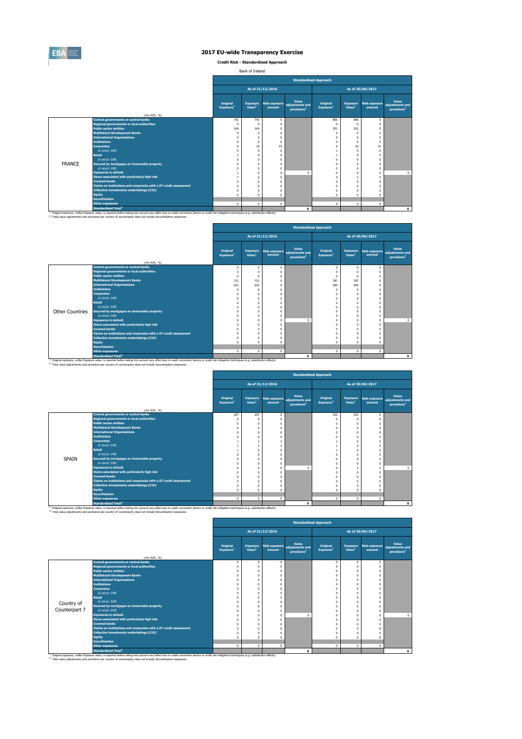# 2017 EU-wide Transparency Exercise

## Credit Risk - Standardised Approach

Bank of Ireland

| | (mln EUR, %) | Standardised Approach | | | | | | | |
|---|---|---|---|---|---|---|---|---|---|
| | | As of 31/12/2016 | | | | As of 30/06/2017 | | | |
| | | Original Exposure[1] | Exposure Value[1] | Risk exposure amount | Value adjustments and provisions[2] | Original Exposure[1] | Exposure Value[1] | Risk exposure amount | Value adjustments and provisions[2] |
| FRANCE | Central governments or central banks | 742 | 742 | 0 | | 806 | 806 | 0 | |
| | Regional governments or local authorities | 0 | 0 | 0 | | 0 | 0 | 0 | |
| | Public sector entities | 164 | 164 | 0 | | 251 | 251 | 0 | |
| | Multilateral Development Banks | 0 | 0 | 0 | | 0 | 0 | 0 | |
| | International Organisations | 0 | 0 | 0 | | 0 | 0 | 0 | |
| | Institutions | 0 | 0 | 0 | | 0 | 0 | 0 | |
| | Corporates | 6 | 19 | 19 | | 6 | 16 | 16 | |
| | of which: SME | 0 | 0 | 0 | | 1 | 0 | 0 | |
| | Retail | 1 | 0 | 0 | | 1 | 0 | 0 | |
| | of which: SME | 0 | 0 | 0 | | 0 | 0 | 0 | |
| | Secured by mortgages on immovable property | 0 | 0 | 0 | | 0 | 0 | 0 | |
| | of which: SME | 0 | 0 | 0 | | 0 | 0 | 0 | |
| | Exposures in default | 1 | 0 | 0 | 0 | 0 | 0 | 0 | 0 |
| | Items associated with particularly high risk | 7 | 6 | 9 | | 4 | 3 | 5 | |
| | Covered bonds | 0 | 0 | 0 | | 0 | 0 | 0 | |
| | Claims on institutions and corporates with a ST credit assessment | 0 | 0 | 0 | | 0 | 0 | 0 | |
| | Collective investments undertakings (CIU) | 0 | 0 | 0 | | 0 | 0 | 0 | |
| | Equity | 0 | 0 | 0 | | 0 | 0 | 0 | |
| | Securitisation | | | | | | | | |
| | Other exposures | 0 | 0 | 0 | | 0 | 0 | 0 | |
| | Standardised Total[2] | | | | 0 | | | | 0 |

(1) Original exposure, unlike Exposure value, is reported before taking into account any effect due to credit conversion factors or credit risk mitigation techniques (e.g. substitution effects).
(2) Total value adjustments and provisions per country of counterparty does not include Securitisation exposures

| | (mln EUR, %) | Standardised Approach | | | | | | | |
|---|---|---|---|---|---|---|---|---|---|
| | | As of 31/12/2016 | | | | As of 30/06/2017 | | | |
| | | Original Exposure[1] | Exposure Value[1] | Risk exposure amount | Value adjustments and provisions[2] | Original Exposure[1] | Exposure Value[1] | Risk exposure amount | Value adjustments and provisions[2] |
| Other Countries | Central governments or central banks | 0 | 0 | 0 | | 0 | 0 | 0 | |
| | Regional governments or local authorities | 0 | 0 | 0 | | 0 | 0 | 0 | |
| | Public sector entities | 0 | 0 | 0 | | 0 | 0 | 0 | |
| | Multilateral Development Banks | 721 | 721 | 0 | | 787 | 787 | 0 | |
| | International Organisations | 623 | 623 | 0 | | 995 | 995 | 0 | |
| | Institutions | 0 | 0 | 0 | | 0 | 0 | 0 | |
| | Corporates | 0 | 0 | 0 | | 0 | 0 | 0 | |
| | of which: SME | 0 | 0 | 0 | | 0 | 0 | 0 | |
| | Retail | 0 | 0 | 0 | | 0 | 0 | 0 | |
| | of which: SME | 0 | 0 | 0 | | 0 | 0 | 0 | |
| | Secured by mortgages on immovable property | 0 | 0 | 0 | | 0 | 0 | 0 | |
| | of which: SME | 0 | 0 | 0 | | 0 | 0 | 0 | |
| | Exposures in default | 0 | 0 | 0 | 0 | 0 | 0 | 0 | 0 |
| | Items associated with particularly high risk | 0 | 0 | 0 | | 0 | 0 | 0 | |
| | Covered bonds | 0 | 0 | 0 | | 0 | 0 | 0 | |
| | Claims on institutions and corporates with a ST credit assessment | 0 | 0 | 0 | | 0 | 0 | 0 | |
| | Collective investments undertakings (CIU) | 0 | 0 | 0 | | 0 | 0 | 0 | |
| | Equity | 0 | 0 | 0 | | 0 | 0 | 0 | |
| | Securitisation | | | | | | | | |
| | Other exposures | 0 | 0 | 0 | | 0 | 0 | 0 | |
| | Standardised Total[2] | | | | 0 | | | | 0 |

(1) Original exposure, unlike Exposure value, is reported before taking into account any effect due to credit conversion factors or credit risk mitigation techniques (e.g. substitution effects).
(2) Total value adjustments and provisions per country of counterparty does not include Securitisation exposures

| | (mln EUR, %) | Standardised Approach | | | | | | | |
|---|---|---|---|---|---|---|---|---|---|
| | | As of 31/12/2016 | | | | As of 30/06/2017 | | | |
| | | Original Exposure[1] | Exposure Value[1] | Risk exposure amount | Value adjustments and provisions[2] | Original Exposure[1] | Exposure Value[1] | Risk exposure amount | Value adjustments and provisions[2] |
| SPAIN | Central governments or central banks | 297 | 297 | 0 | | 532 | 532 | 0 | |
| | Regional governments or local authorities | 0 | 0 | 0 | | 0 | 0 | 0 | |
| | Public sector entities | 0 | 0 | 0 | | 0 | 0 | 0 | |
| | Multilateral Development Banks | 0 | 0 | 0 | | 0 | 0 | 0 | |
| | International Organisations | 0 | 0 | 0 | | 0 | 0 | 0 | |
| | Institutions | 0 | 0 | 0 | | 0 | 0 | 0 | |
| | Corporates | 1 | 2 | 2 | | 1 | 0 | 0 | |
| | of which: SME | 1 | 2 | 2 | | 1 | 0 | 0 | |
| | Retail | 1 | 0 | 0 | | 1 | 0 | 0 | |
| | of which: SME | 0 | 0 | 0 | | 0 | 0 | 0 | |
| | Secured by mortgages on immovable property | 0 | 0 | 0 | | 0 | 0 | 0 | |
| | of which: SME | 0 | 0 | 0 | | 0 | 0 | 0 | |
| | Exposures in default | 0 | 0 | 0 | 0 | 0 | 2 | 3 | 0 |
| | Items associated with particularly high risk | 0 | 0 | 0 | | 0 | 0 | 0 | |
| | Covered bonds | 0 | 0 | 0 | | 0 | 0 | 0 | |
| | Claims on institutions and corporates with a ST credit assessment | 0 | 0 | 0 | | 0 | 0 | 0 | |
| | Collective investments undertakings (CIU) | 0 | 0 | 0 | | 0 | 0 | 0 | |
| | Equity | 0 | 0 | 0 | | 0 | 0 | 0 | |
| | Securitisation | | | | | | | | |
| | Other exposures | 0 | 0 | 0 | | 0 | 0 | 0 | |
| | Standardised Total[2] | | | | 0 | | | | 0 |

(1) Original exposure, unlike Exposure value, is reported before taking into account any effect due to credit conversion factors or credit risk mitigation techniques (e.g. substitution effects).
(2) Total value adjustments and provisions per country of counterparty does not include Securitisation exposures

| | (mln EUR, %) | Standardised Approach | | | | | | | |
|---|---|---|---|---|---|---|---|---|---|
| | | As of 31/12/2016 | | | | As of 30/06/2017 | | | |
| | | Original Exposure[1] | Exposure Value[1] | Risk exposure amount | Value adjustments and provisions[2] | Original Exposure[1] | Exposure Value[1] | Risk exposure amount | Value adjustments and provisions[2] |
| Country of Counterpart 7 | Central governments or central banks | 0 | 0 | 0 | | 0 | 0 | 0 | |
| | Regional governments or local authorities | 0 | 0 | 0 | | 0 | 0 | 0 | |
| | Public sector entities | 0 | 0 | 0 | | 0 | 0 | 0 | |
| | Multilateral Development Banks | 0 | 0 | 0 | | 0 | 0 | 0 | |
| | International Organisations | 0 | 0 | 0 | | 0 | 0 | 0 | |
| | Institutions | 0 | 0 | 0 | | 0 | 0 | 0 | |
| | Corporates | 0 | 0 | 0 | | 0 | 0 | 0 | |
| | of which: SME | 0 | 0 | 0 | | 0 | 0 | 0 | |
| | Retail | 0 | 0 | 0 | | 0 | 0 | 0 | |
| | of which: SME | 0 | 0 | 0 | | 0 | 0 | 0 | |
| | Secured by mortgages on immovable property | 0 | 0 | 0 | | 0 | 0 | 0 | |
| | of which: SME | 0 | 0 | 0 | | 0 | 0 | 0 | |
| | Exposures in default | 0 | 0 | 0 | 0 | 0 | 0 | 0 | 0 |
| | Items associated with particularly high risk | 0 | 0 | 0 | | 0 | 0 | 0 | |
| | Covered bonds | 0 | 0 | 0 | | 0 | 0 | 0 | |
| | Claims on institutions and corporates with a ST credit assessment | 0 | 0 | 0 | | 0 | 0 | 0 | |
| | Collective investments undertakings (CIU) | 0 | 0 | 0 | | 0 | 0 | 0 | |
| | Equity | 0 | 0 | 0 | | 0 | 0 | 0 | |
| | Securitisation | | | | | | | | |
| | Other exposures | 0 | 0 | 0 | | 0 | 0 | 0 | |
| | Standardised Total[2] | | | | 0 | | | | 0 |

(1) Original exposure, unlike Exposure value, is reported before taking into account any effect due to credit conversion factors or credit risk mitigation techniques (e.g. substitution effects).
(2) Total value adjustments and provisions per country of counterparty does not include Securitisation exposures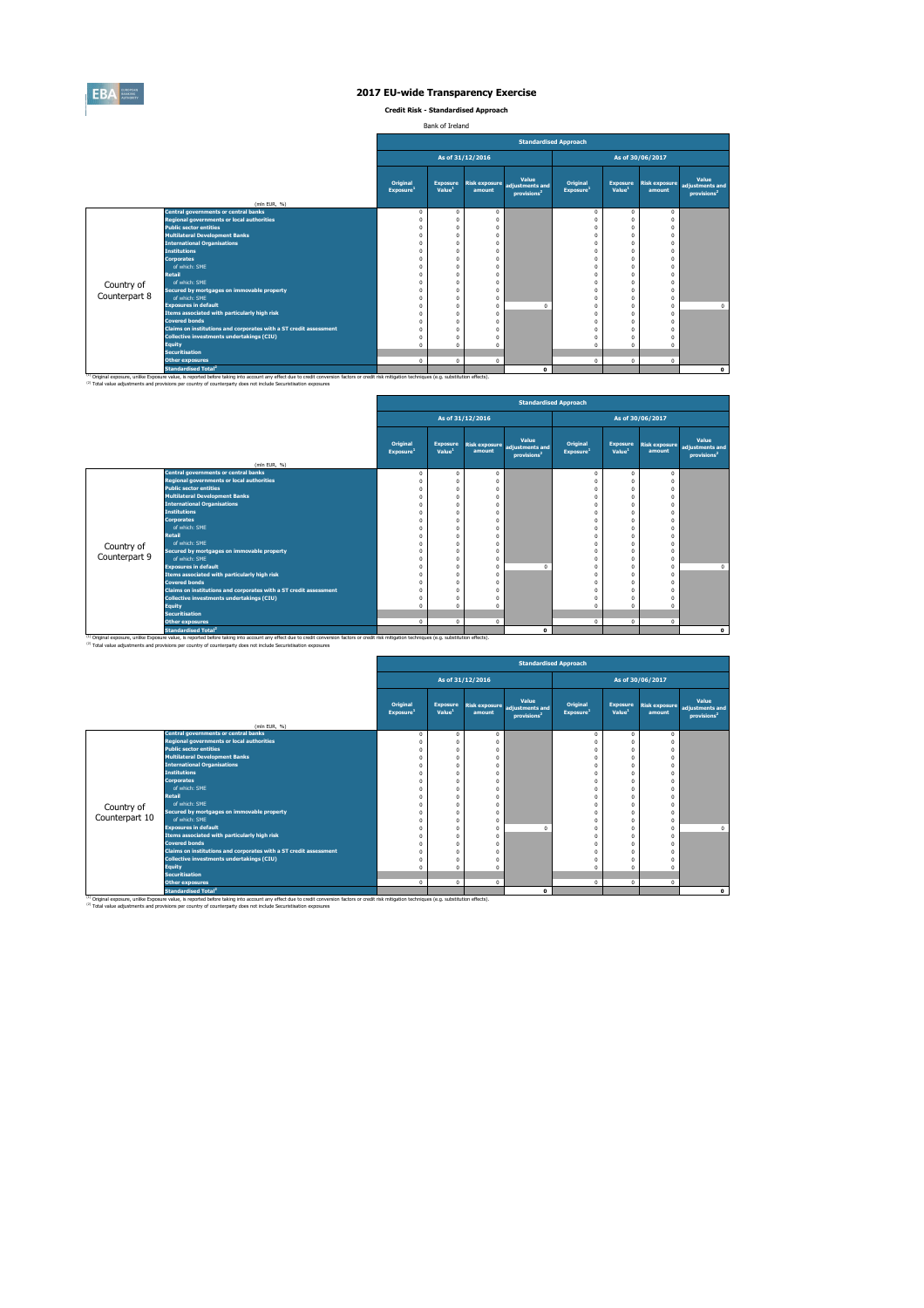# 2017 EU-wide Transparency Exercise

**Credit Risk - Standardised Approach**

Bank of Ireland

| | | Standardised Approach | | | | | | | |
|---|---|---|---|---|---|---|---|---|---|
| | | As of 31/12/2016 | | | | As of 30/06/2017 | | | |
| | (mln EUR, %) | Original Exposure[1] | Exposure Value[1] | Risk exposure amount | Value adjustments and provisions[2] | Original Exposure[1] | Exposure Value[1] | Risk exposure amount | Value adjustments and provisions[2] |
| Country of Counterpart 8 | Central governments or central banks | 0 | 0 | 0 | | 0 | 0 | 0 | |
| | Regional governments or local authorities | 0 | 0 | 0 | | 0 | 0 | 0 | |
| | Public sector entities | 0 | 0 | 0 | | 0 | 0 | 0 | |
| | Multilateral Development Banks | 0 | 0 | 0 | | 0 | 0 | 0 | |
| | International Organisations | 0 | 0 | 0 | | 0 | 0 | 0 | |
| | Institutions | 0 | 0 | 0 | | 0 | 0 | 0 | |
| | Corporates | 0 | 0 | 0 | | 0 | 0 | 0 | |
| | of which: SME | 0 | 0 | 0 | | 0 | 0 | 0 | |
| | Retail | 0 | 0 | 0 | | 0 | 0 | 0 | |
| | of which: SME | 0 | 0 | 0 | | 0 | 0 | 0 | |
| | Secured by mortgages on immovable property | 0 | 0 | 0 | | 0 | 0 | 0 | |
| | of which: SME | 0 | 0 | 0 | | 0 | 0 | 0 | |
| | Exposures in default | 0 | 0 | 0 | 0 | 0 | 0 | 0 | 0 |
| | Items associated with particularly high risk | 0 | 0 | 0 | | 0 | 0 | 0 | |
| | Covered bonds | 0 | 0 | 0 | | 0 | 0 | 0 | |
| | Claims on institutions and corporates with a ST credit assessment | 0 | 0 | 0 | | 0 | 0 | 0 | |
| | Collective investments undertakings (CIU) | 0 | 0 | 0 | | 0 | 0 | 0 | |
| | Equity | 0 | 0 | 0 | | 0 | 0 | 0 | |
| | Securitisation | | | | | | | | |
| | Other exposures | 0 | 0 | 0 | | 0 | 0 | 0 | |
| | Standardised Total[2] | | | | 0 | | | | 0 |

[1] Original exposure, unlike Exposure value, is reported before taking into account any effect due to credit conversion factors or credit risk mitigation techniques (e.g. substitution effects).
[2] Total value adjustments and provisions per country of counterparty does not include Securitisation exposures

| | | Standardised Approach | | | | | | | |
|---|---|---|---|---|---|---|---|---|---|
| | | As of 31/12/2016 | | | | As of 30/06/2017 | | | |
| | (mln EUR, %) | Original Exposure[1] | Exposure Value[1] | Risk exposure amount | Value adjustments and provisions[2] | Original Exposure[1] | Exposure Value[1] | Risk exposure amount | Value adjustments and provisions[2] |
| Country of Counterpart 9 | Central governments or central banks | 0 | 0 | 0 | | 0 | 0 | 0 | |
| | Regional governments or local authorities | 0 | 0 | 0 | | 0 | 0 | 0 | |
| | Public sector entities | 0 | 0 | 0 | | 0 | 0 | 0 | |
| | Multilateral Development Banks | 0 | 0 | 0 | | 0 | 0 | 0 | |
| | International Organisations | 0 | 0 | 0 | | 0 | 0 | 0 | |
| | Institutions | 0 | 0 | 0 | | 0 | 0 | 0 | |
| | Corporates | 0 | 0 | 0 | | 0 | 0 | 0 | |
| | of which: SME | 0 | 0 | 0 | | 0 | 0 | 0 | |
| | Retail | 0 | 0 | 0 | | 0 | 0 | 0 | |
| | of which: SME | 0 | 0 | 0 | | 0 | 0 | 0 | |
| | Secured by mortgages on immovable property | 0 | 0 | 0 | | 0 | 0 | 0 | |
| | of which: SME | 0 | 0 | 0 | | 0 | 0 | 0 | |
| | Exposures in default | 0 | 0 | 0 | 0 | 0 | 0 | 0 | 0 |
| | Items associated with particularly high risk | 0 | 0 | 0 | | 0 | 0 | 0 | |
| | Covered bonds | 0 | 0 | 0 | | 0 | 0 | 0 | |
| | Claims on institutions and corporates with a ST credit assessment | 0 | 0 | 0 | | 0 | 0 | 0 | |
| | Collective investments undertakings (CIU) | 0 | 0 | 0 | | 0 | 0 | 0 | |
| | Equity | 0 | 0 | 0 | | 0 | 0 | 0 | |
| | Securitisation | | | | | | | | |
| | Other exposures | 0 | 0 | 0 | | 0 | 0 | 0 | |
| | Standardised Total[2] | | | | 0 | | | | 0 |

[1] Original exposure, unlike Exposure value, is reported before taking into account any effect due to credit conversion factors or credit risk mitigation techniques (e.g. substitution effects).
[2] Total value adjustments and provisions per country of counterparty does not include Securitisation exposures

| | | Standardised Approach | | | | | | | |
|---|---|---|---|---|---|---|---|---|---|
| | | As of 31/12/2016 | | | | As of 30/06/2017 | | | |
| | (mln EUR, %) | Original Exposure[1] | Exposure Value[1] | Risk exposure amount | Value adjustments and provisions[2] | Original Exposure[1] | Exposure Value[1] | Risk exposure amount | Value adjustments and provisions[2] |
| Country of Counterpart 10 | Central governments or central banks | 0 | 0 | 0 | | 0 | 0 | 0 | |
| | Regional governments or local authorities | 0 | 0 | 0 | | 0 | 0 | 0 | |
| | Public sector entities | 0 | 0 | 0 | | 0 | 0 | 0 | |
| | Multilateral Development Banks | 0 | 0 | 0 | | 0 | 0 | 0 | |
| | International Organisations | 0 | 0 | 0 | | 0 | 0 | 0 | |
| | Institutions | 0 | 0 | 0 | | 0 | 0 | 0 | |
| | Corporates | 0 | 0 | 0 | | 0 | 0 | 0 | |
| | of which: SME | 0 | 0 | 0 | | 0 | 0 | 0 | |
| | Retail | 0 | 0 | 0 | | 0 | 0 | 0 | |
| | of which: SME | 0 | 0 | 0 | | 0 | 0 | 0 | |
| | Secured by mortgages on immovable property | 0 | 0 | 0 | | 0 | 0 | 0 | |
| | of which: SME | 0 | 0 | 0 | | 0 | 0 | 0 | |
| | Exposures in default | 0 | 0 | 0 | 0 | 0 | 0 | 0 | 0 |
| | Items associated with particularly high risk | 0 | 0 | 0 | | 0 | 0 | 0 | |
| | Covered bonds | 0 | 0 | 0 | | 0 | 0 | 0 | |
| | Claims on institutions and corporates with a ST credit assessment | 0 | 0 | 0 | | 0 | 0 | 0 | |
| | Collective investments undertakings (CIU) | 0 | 0 | 0 | | 0 | 0 | 0 | |
| | Equity | 0 | 0 | 0 | | 0 | 0 | 0 | |
| | Securitisation | | | | | | | | |
| | Other exposures | 0 | 0 | 0 | | 0 | 0 | 0 | |
| | Standardised Total[2] | | | | 0 | | | | 0 |

[1] Original exposure, unlike Exposure value, is reported before taking into account any effect due to credit conversion factors or credit risk mitigation techniques (e.g. substitution effects).
[2] Total value adjustments and provisions per country of counterparty does not include Securitisation exposures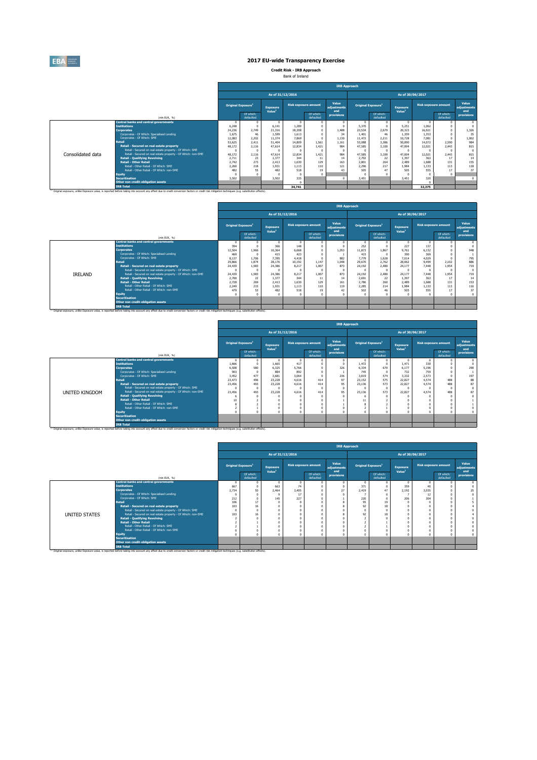# 2017 EU-wide Transparency Exercise

**Credit Risk - IRB Approach**

Bank of Ireland

| | (mln EUR, %) | As of 31/12/2016 Original Exposure[1] | Of which: defaulted | Exposure Value[1] | Risk exposure amount | Of which: defaulted | Value adjustments and provisions | As of 30/06/2017 Original Exposure[1] | Of which: defaulted | Exposure Value[1] | Risk exposure amount | Of which: defaulted | Value adjustments and provisions |
|---|---|---|---|---|---|---|---|---|---|---|---|---|---|
| Consolidated data | Central banks and central governments | 0 | 0 | 0 | 0 | 0 | 0 | 0 | 0 | 0 | 0 | 0 | 0 |
| | Institutions | 6,248 | 0 | 6,141 | 1,289 | 0 | 0 | 5,370 | 0 | 5,251 | 1,062 | 0 | 0 |
| | Corporates | 24,236 | 2,749 | 21,316 | 18,308 | 0 | 1,488 | 23,534 | 2,679 | 20,323 | 16,921 | 0 | 1,326 |
| | Corporates - Of Which: Specialised Lending | 1,675 | 46 | 1,599 | 1,613 | 0 | 34 | 1,401 | 46 | 1,359 | 1,353 | 0 | 35 |
| | Corporates - Of Which: SME | 12,083 | 2,202 | 11,374 | 7,869 | 0 | 1,130 | 11,472 | 2,211 | 10,728 | 7,081 | 0 | 1,002 |
| | Retail | 53,625 | 2,411 | 51,404 | 14,809 | 1,561 | 1,161 | 53,088 | 3,386 | 50,890 | 14,072 | 2,590 | 984 |
| | Retail - Secured on real estate property | 48,172 | 2,116 | 47,614 | 12,834 | 1,421 | 984 | 47,585 | 3,100 | 47,004 | 12,021 | 2,443 | 815 |
| | Retail - Secured on real estate property - Of Which: SME | 0 | 0 | 0 | 0 | 0 | 0 | 0 | 0 | 0 | 0 | 0 | 0 |
| | Retail - Secured on real estate property - Of Which: non-SME | 48,172 | 2,116 | 47,614 | 12,834 | 1,421 | 984 | 47,585 | 3,100 | 47,004 | 12,021 | 2,443 | 815 |
| | Retail - Qualifying Revolving | 2,711 | 23 | 1,377 | 344 | 11 | 14 | 2,702 | 22 | 1,397 | 363 | 17 | 14 |
| | Retail - Other Retail | 2,742 | 273 | 2,413 | 1,630 | 129 | 163 | 2,801 | 264 | 2,489 | 1,688 | 131 | 155 |
| | Retail - Other Retail - Of Which: SME | 2,260 | 218 | 1,931 | 1,113 | 110 | 121 | 2,296 | 217 | 1,984 | 1,133 | 113 | 118 |
| | Retail - Other Retail - Of Which: non-SME | 482 | 55 | 482 | 518 | 19 | 43 | 505 | 47 | 505 | 555 | 17 | 37 |
| | Equity | 0 | 0 | 0 | 0 | 0 | | 0 | 0 | 0 | 0 | 0 | |
| | Securitisation | 3,502 | | 3,502 | 335 | | 0 | 3,451 | | 3,451 | 320 | | 0 |
| | Other non credit-obligation assets | | | | 0 | | | | | | 0 | | |
| | IRB Total | | | | 34,741 | | | | | | 32,375 | | |

[1] Original exposure, unlike Exposure value, is reported before taking into account any effect due to credit conversion factors or credit risk mitigation techniques (e.g. substitution effects).

| | (mln EUR, %) | As of 31/12/2016 Original Exposure[1] | Of which: defaulted | Exposure Value[1] | Risk exposure amount | Of which: defaulted | Value adjustments and provisions | As of 30/06/2017 Original Exposure[1] | Of which: defaulted | Exposure Value[1] | Risk exposure amount | Of which: defaulted | Value adjustments and provisions |
|---|---|---|---|---|---|---|---|---|---|---|---|---|---|
| IRELAND | Central banks and central governments | 0 | 0 | 0 | 0 | 0 | 0 | 0 | 0 | 0 | 0 | 0 | 0 |
| | Institutions | 394 | 0 | 366 | 148 | 0 | 0 | 252 | 0 | 227 | 137 | 0 | 0 |
| | Corporates | 12,504 | 1,966 | 10,364 | 6,668 | 0 | 1,053 | 11,873 | 1,867 | 9,761 | 6,132 | 0 | 948 |
| | Corporates - Of Which: Specialised Lending | 469 | 0 | 415 | 423 | 0 | 1 | 415 | 0 | 390 | 369 | 0 | 1 |
| | Corporates - Of Which: SME | 8,137 | 1,706 | 7,395 | 4,418 | 0 | 882 | 7,779 | 1,628 | 7,014 | 4,029 | 0 | 795 |
| | Retail | 29,866 | 1,874 | 28,176 | 10,192 | 1,147 | 1,048 | 29,670 | 2,762 | 28,062 | 9,499 | 2,102 | 886 |
| | Retail - Secured on real estate property | 24,439 | 1,583 | 24,386 | 8,217 | 1,007 | 873 | 24,192 | 2,480 | 24,177 | 7,448 | 1,954 | 719 |
| | Retail - Secured on real estate property - Of Which: SME | 0 | 0 | 0 | 0 | 0 | 0 | 0 | 0 | 0 | 0 | 0 | 0 |
| | Retail - Secured on real estate property - Of Which: non-SME | 24,439 | 1,583 | 24,386 | 8,217 | 1,007 | 873 | 24,192 | 2,480 | 24,177 | 7,448 | 1,954 | 719 |
| | Retail - Qualifying Revolving | 2,700 | 22 | 1,377 | 344 | 11 | 14 | 2,691 | 22 | 1,397 | 363 | 17 | 14 |
| | Retail - Other Retail | 2,728 | 269 | 2,413 | 1,630 | 129 | 161 | 2,786 | 260 | 2,489 | 1,688 | 131 | 153 |
| | Retail - Other Retail - Of Which: SME | 2,249 | 215 | 1,931 | 1,113 | 110 | 119 | 2,285 | 214 | 1,984 | 1,133 | 113 | 116 |
| | Retail - Other Retail - Of Which: non-SME | 479 | 53 | 482 | 518 | 19 | 42 | 502 | 46 | 505 | 555 | 17 | 37 |
| | Equity | 0 | 0 | 0 | 0 | 0 | 0 | 0 | 0 | 0 | 0 | 0 | 0 |
| | Securitisation | | | | | | | | | | | | |
| | Other non credit-obligation assets | | | | | | | | | | | | |
| | IRB Total | | | | | | | | | | | | |

[1] Original exposure, unlike Exposure value, is reported before taking into account any effect due to credit conversion factors or credit risk mitigation techniques (e.g. substitution effects).

| | (mln EUR, %) | As of 31/12/2016 Original Exposure[1] | Of which: defaulted | Exposure Value[1] | Risk exposure amount | Of which: defaulted | Value adjustments and provisions | As of 30/06/2017 Original Exposure[1] | Of which: defaulted | Exposure Value[1] | Risk exposure amount | Of which: defaulted | Value adjustments and provisions |
|---|---|---|---|---|---|---|---|---|---|---|---|---|---|
| UNITED KINGDOM | Central banks and central governments | 0 | 0 | 0 | 0 | 0 | 0 | 0 | 0 | 0 | 0 | 0 | 0 |
| | Institutions | 1,666 | 0 | 1,665 | 417 | 0 | 0 | 1,472 | 0 | 1,471 | 330 | 0 | 0 |
| | Corporates | 6,508 | 580 | 6,325 | 5,766 | 0 | 326 | 6,334 | 670 | 6,177 | 5,196 | 0 | 290 |
| | Corporates - Of Which: Specialised Lending | 903 | 0 | 884 | 892 | 0 | 1 | 745 | 0 | 732 | 759 | 0 | 1 |
| | Corporates - Of Which: SME | 3,452 | 477 | 3,681 | 3,064 | 0 | 236 | 3,019 | 574 | 3,332 | 2,573 | 0 | 197 |
| | Retail | 23,473 | 496 | 23,228 | 4,616 | 414 | 97 | 23,152 | 575 | 22,827 | 4,574 | 488 | 88 |
| | Retail - Secured on real estate property | 23,456 | 493 | 23,228 | 4,616 | 414 | 95 | 23,136 | 573 | 22,827 | 4,574 | 488 | 87 |
| | Retail - Secured on real estate property - Of Which: SME | 0 | 0 | 0 | 0 | 0 | 0 | 0 | 0 | 0 | 0 | 0 | 0 |
| | Retail - Secured on real estate property - Of Which: non-SME | 23,456 | 493 | 23,228 | 4,616 | 414 | 95 | 23,136 | 573 | 22,827 | 4,574 | 488 | 87 |
| | Retail - Qualifying Revolving | 6 | 0 | 0 | 0 | 0 | 0 | 6 | 0 | 0 | 0 | 0 | 0 |
| | Retail - Other Retail | 10 | 2 | 0 | 0 | 0 | 1 | 11 | 2 | 0 | 0 | 0 | 1 |
| | Retail - Other Retail - Of Which: SME | 8 | 2 | 0 | 0 | 0 | 1 | 8 | 2 | 0 | 0 | 0 | 1 |
| | Retail - Other Retail - Of Which: non-SME | 2 | 1 | 0 | 0 | 0 | 0 | 2 | 1 | 0 | 0 | 0 | 0 |
| | Equity | 0 | 0 | 0 | 0 | 0 | 0 | 0 | 0 | 0 | 0 | 0 | 0 |
| | Securitisation | | | | | | | | | | | | |
| | Other non credit-obligation assets | | | | | | | | | | | | |
| | IRB Total | | | | | | | | | | | | |

[1] Original exposure, unlike Exposure value, is reported before taking into account any effect due to credit conversion factors or credit risk mitigation techniques (e.g. substitution effects).

| | (mln EUR, %) | As of 31/12/2016 Original Exposure[1] | Of which: defaulted | Exposure Value[1] | Risk exposure amount | Of which: defaulted | Value adjustments and provisions | As of 30/06/2017 Original Exposure[1] | Of which: defaulted | Exposure Value[1] | Risk exposure amount | Of which: defaulted | Value adjustments and provisions |
|---|---|---|---|---|---|---|---|---|---|---|---|---|---|
| UNITED STATES | Central banks and central governments | 0 | 0 | 0 | 0 | 0 | 0 | 0 | 0 | 0 | 0 | 0 | 0 |
| | Institutions | 667 | 0 | 663 | 74 | 0 | 0 | 371 | 0 | 359 | 40 | 0 | 0 |
| | Corporates | 2,734 | 50 | 2,464 | 3,405 | 0 | 27 | 2,419 | 47 | 2,192 | 3,035 | 0 | 25 |
| | Corporates - Of Which: Specialised Lending | 9 | 0 | 9 | 17 | 0 | 0 | 7 | 0 | 7 | 12 | 0 | 0 |
| | Corporates - Of Which: SME | 212 | 0 | 145 | 227 | 0 | 1 | 220 | 0 | 206 | 304 | 0 | 1 |
| | Retail | 106 | 17 | 0 | 0 | 0 | 8 | 95 | 19 | 0 | 0 | 0 | 5 |
| | Retail - Secured on real estate property | 103 | 16 | 0 | 0 | 0 | 8 | 92 | 18 | 0 | 0 | 0 | 4 |
| | Retail - Secured on real estate property - Of Which: SME | 0 | 0 | 0 | 0 | 0 | 0 | 0 | 0 | 0 | 0 | 0 | 0 |
| | Retail - Secured on real estate property - Of Which: non-SME | 103 | 16 | 0 | 0 | 0 | 8 | 92 | 18 | 0 | 0 | 0 | 4 |
| | Retail - Qualifying Revolving | 2 | 0 | 0 | 0 | 0 | 0 | 2 | 0 | 0 | 0 | 0 | 0 |
| | Retail - Other Retail | 2 | 1 | 0 | 0 | 0 | 0 | 2 | 1 | 0 | 0 | 0 | 0 |
| | Retail - Other Retail - Of Which: SME | 2 | 1 | 0 | 0 | 0 | 0 | 2 | 1 | 0 | 0 | 0 | 0 |
| | Retail - Other Retail - Of Which: non-SME | 0 | 0 | 0 | 0 | 0 | 0 | 0 | 0 | 0 | 0 | 0 | 0 |
| | Equity | 0 | 0 | 0 | 0 | 0 | 0 | 0 | 0 | 0 | 0 | 0 | 0 |
| | Securitisation | | | | | | | | | | | | |
| | Other non credit-obligation assets | | | | | | | | | | | | |
| | IRB Total | | | | | | | | | | | | |

[1] Original exposure, unlike Exposure value, is reported before taking into account any effect due to credit conversion factors or credit risk mitigation techniques (e.g. substitution effects).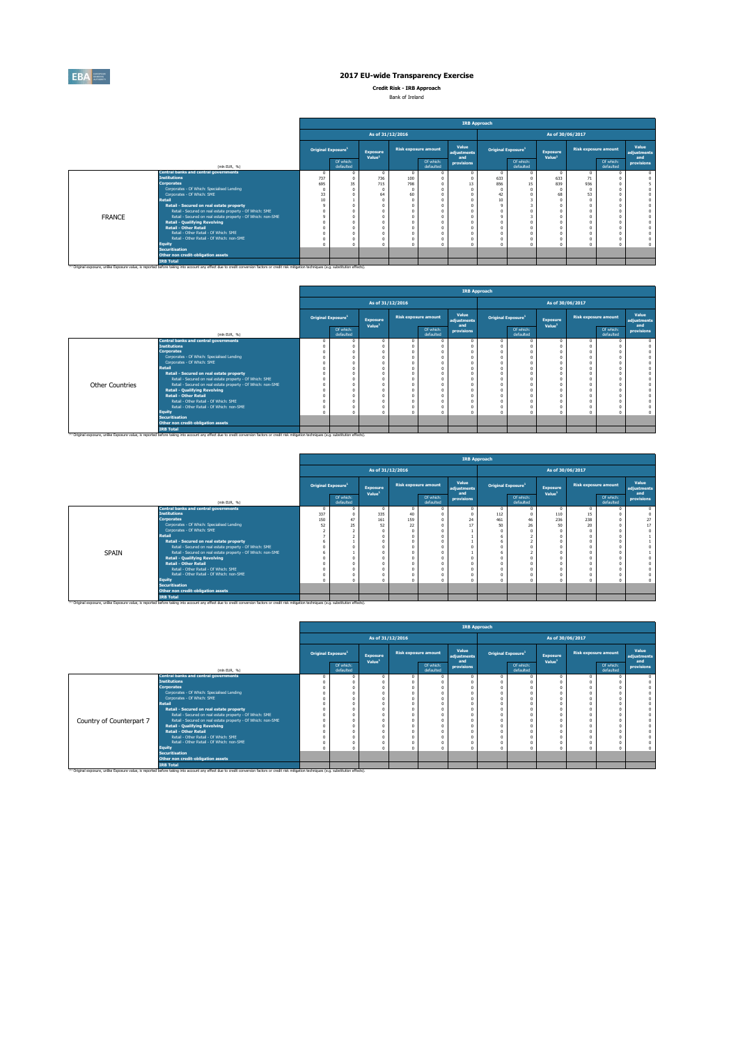# 2017 EU-wide Transparency Exercise

**Credit Risk - IRB Approach**

Bank of Ireland

| | (mln EUR, %) | IRB Approach | | | | | | | | | | | |
|---|---|---|---|---|---|---|---|---|---|---|---|---|---|
| | | As of 31/12/2016 | | | | | | As of 30/06/2017 | | | | | |
| | | Original Exposure[1] | | Exposure Value[1] | Risk exposure amount | | Value adjustments and provisions | Original Exposure[1] | | Exposure Value[1] | Risk exposure amount | | Value adjustments and provisions |
| | | | Of which: defaulted | | | Of which: defaulted | | | Of which: defaulted | | | Of which: defaulted | |
| FRANCE | Central banks and central governments | 0 | 0 | 0 | 0 | 0 | 0 | 0 | 0 | 0 | 0 | 0 | 0 |
| | Institutions | 737 | 0 | 736 | 100 | 0 | 0 | 633 | 0 | 633 | 71 | 0 | 0 |
| | Corporates | 695 | 35 | 715 | 798 | 0 | 13 | 856 | 15 | 839 | 936 | 0 | 5 |
| | Corporates - Of Which: Specialised Lending | 0 | 0 | 0 | 0 | 0 | 0 | 0 | 0 | 0 | 0 | 0 | 0 |
| | Corporates - Of Which: SME | 33 | 0 | 64 | 60 | 0 | 0 | 42 | 0 | 68 | 53 | 0 | 0 |
| | Retail | 10 | 1 | 0 | 0 | 0 | 0 | 10 | 3 | 0 | 0 | 0 | 0 |
| | Retail - Secured on real estate property | 9 | 0 | 0 | 0 | 0 | 0 | 9 | 3 | 0 | 0 | 0 | 0 |
| | Retail - Secured on real estate property - Of Which: SME | 0 | 0 | 0 | 0 | 0 | 0 | 0 | 0 | 0 | 0 | 0 | 0 |
| | Retail - Secured on real estate property - Of Which: non-SME | 9 | 0 | 0 | 0 | 0 | 0 | 9 | 3 | 0 | 0 | 0 | 0 |
| | Retail - Qualifying Revolving | 0 | 0 | 0 | 0 | 0 | 0 | 0 | 0 | 0 | 0 | 0 | 0 |
| | Retail - Other Retail | 0 | 0 | 0 | 0 | 0 | 0 | 0 | 0 | 0 | 0 | 0 | 0 |
| | Retail - Other Retail - Of Which: SME | 0 | 0 | 0 | 0 | 0 | 0 | 0 | 0 | 0 | 0 | 0 | 0 |
| | Retail - Other Retail - Of Which: non-SME | 0 | 0 | 0 | 0 | 0 | 0 | 0 | 0 | 0 | 0 | 0 | 0 |
| | Equity | 0 | 0 | 0 | 0 | 0 | 0 | 0 | 0 | 0 | 0 | 0 | 0 |
| | Securitisation | | | | | | | | | | | | |
| | Other non credit-obligation assets | | | | | | | | | | | | |
| | IRB Total | | | | | | | | | | | | |

[1] Original exposure, unlike Exposure value, is reported before taking into account any effect due to credit conversion factors or credit risk mitigation techniques (e.g. substitution effects).

| | (mln EUR, %) | IRB Approach | | | | | | | | | | | |
|---|---|---|---|---|---|---|---|---|---|---|---|---|---|
| | | As of 31/12/2016 | | | | | | As of 30/06/2017 | | | | | |
| | | Original Exposure[1] | | Exposure Value[1] | Risk exposure amount | | Value adjustments and provisions | Original Exposure[1] | | Exposure Value[1] | Risk exposure amount | | Value adjustments and provisions |
| | | | Of which: defaulted | | | Of which: defaulted | | | Of which: defaulted | | | Of which: defaulted | |
| Other Countries | Central banks and central governments | 0 | 0 | 0 | 0 | 0 | 0 | 0 | 0 | 0 | 0 | 0 | 0 |
| | Institutions | 0 | 0 | 0 | 0 | 0 | 0 | 0 | 0 | 0 | 0 | 0 | 0 |
| | Corporates | 0 | 0 | 0 | 0 | 0 | 0 | 0 | 0 | 0 | 0 | 0 | 0 |
| | Corporates - Of Which: Specialised Lending | 0 | 0 | 0 | 0 | 0 | 0 | 0 | 0 | 0 | 0 | 0 | 0 |
| | Corporates - Of Which: SME | 0 | 0 | 0 | 0 | 0 | 0 | 0 | 0 | 0 | 0 | 0 | 0 |
| | Retail | 0 | 0 | 0 | 0 | 0 | 0 | 0 | 0 | 0 | 0 | 0 | 0 |
| | Retail - Secured on real estate property | 0 | 0 | 0 | 0 | 0 | 0 | 0 | 0 | 0 | 0 | 0 | 0 |
| | Retail - Secured on real estate property - Of Which: SME | 0 | 0 | 0 | 0 | 0 | 0 | 0 | 0 | 0 | 0 | 0 | 0 |
| | Retail - Secured on real estate property - Of Which: non-SME | 0 | 0 | 0 | 0 | 0 | 0 | 0 | 0 | 0 | 0 | 0 | 0 |
| | Retail - Qualifying Revolving | 0 | 0 | 0 | 0 | 0 | 0 | 0 | 0 | 0 | 0 | 0 | 0 |
| | Retail - Other Retail | 0 | 0 | 0 | 0 | 0 | 0 | 0 | 0 | 0 | 0 | 0 | 0 |
| | Retail - Other Retail - Of Which: SME | 0 | 0 | 0 | 0 | 0 | 0 | 0 | 0 | 0 | 0 | 0 | 0 |
| | Retail - Other Retail - Of Which: non-SME | 0 | 0 | 0 | 0 | 0 | 0 | 0 | 0 | 0 | 0 | 0 | 0 |
| | Equity | 0 | 0 | 0 | 0 | 0 | 0 | 0 | 0 | 0 | 0 | 0 | 0 |
| | Securitisation | | | | | | | | | | | | |
| | Other non credit-obligation assets | | | | | | | | | | | | |
| | IRB Total | | | | | | | | | | | | |

[1] Original exposure, unlike Exposure value, is reported before taking into account any effect due to credit conversion factors or credit risk mitigation techniques (e.g. substitution effects).

| | (mln EUR, %) | IRB Approach | | | | | | | | | | | |
|---|---|---|---|---|---|---|---|---|---|---|---|---|---|
| | | As of 31/12/2016 | | | | | | As of 30/06/2017 | | | | | |
| | | Original Exposure[1] | | Exposure Value[1] | Risk exposure amount | | Value adjustments and provisions | Original Exposure[1] | | Exposure Value[1] | Risk exposure amount | | Value adjustments and provisions |
| | | | Of which: defaulted | | | Of which: defaulted | | | Of which: defaulted | | | Of which: defaulted | |
| SPAIN | Central banks and central governments | 0 | 0 | 0 | 0 | 0 | 0 | 0 | 0 | 0 | 0 | 0 | 0 |
| | Institutions | 337 | 0 | 335 | 40 | 0 | 0 | 112 | 0 | 110 | 15 | 0 | 0 |
| | Corporates | 150 | 47 | 161 | 159 | 0 | 24 | 461 | 46 | 236 | 238 | 0 | 27 |
| | Corporates - Of Which: Specialised Lending | 52 | 25 | 52 | 22 | 0 | 17 | 50 | 26 | 50 | 20 | 0 | 17 |
| | Corporates - Of Which: SME | 2 | 2 | 0 | 0 | 0 | 1 | 0 | 0 | 0 | 0 | 0 | 0 |
| | Retail | 7 | 2 | 0 | 0 | 0 | 1 | 6 | 2 | 0 | 0 | 0 | 1 |
| | Retail - Secured on real estate property | 6 | 1 | 0 | 0 | 0 | 1 | 6 | 2 | 0 | 0 | 0 | 1 |
| | Retail - Secured on real estate property - Of Which: SME | 0 | 0 | 0 | 0 | 0 | 0 | 0 | 0 | 0 | 0 | 0 | 0 |
| | Retail - Secured on real estate property - Of Which: non-SME | 6 | 1 | 0 | 0 | 0 | 1 | 6 | 2 | 0 | 0 | 0 | 1 |
| | Retail - Qualifying Revolving | 0 | 0 | 0 | 0 | 0 | 0 | 0 | 0 | 0 | 0 | 0 | 0 |
| | Retail - Other Retail | 0 | 0 | 0 | 0 | 0 | 0 | 0 | 0 | 0 | 0 | 0 | 0 |
| | Retail - Other Retail - Of Which: SME | 0 | 0 | 0 | 0 | 0 | 0 | 0 | 0 | 0 | 0 | 0 | 0 |
| | Retail - Other Retail - Of Which: non-SME | 0 | 0 | 0 | 0 | 0 | 0 | 0 | 0 | 0 | 0 | 0 | 0 |
| | Equity | 0 | 0 | 0 | 0 | 0 | 0 | 0 | 0 | 0 | 0 | 0 | 0 |
| | Securitisation | | | | | | | | | | | | |
| | Other non credit-obligation assets | | | | | | | | | | | | |
| | IRB Total | | | | | | | | | | | | |

[1] Original exposure, unlike Exposure value, is reported before taking into account any effect due to credit conversion factors or credit risk mitigation techniques (e.g. substitution effects).

| | (mln EUR, %) | IRB Approach | | | | | | | | | | | |
|---|---|---|---|---|---|---|---|---|---|---|---|---|---|
| | | As of 31/12/2016 | | | | | | As of 30/06/2017 | | | | | |
| | | Original Exposure[1] | | Exposure Value[1] | Risk exposure amount | | Value adjustments and provisions | Original Exposure[1] | | Exposure Value[1] | Risk exposure amount | | Value adjustments and provisions |
| | | | Of which: defaulted | | | Of which: defaulted | | | Of which: defaulted | | | Of which: defaulted | |
| Country of Counterpart 7 | Central banks and central governments | 0 | 0 | 0 | 0 | 0 | 0 | 0 | 0 | 0 | 0 | 0 | 0 |
| | Institutions | 0 | 0 | 0 | 0 | 0 | 0 | 0 | 0 | 0 | 0 | 0 | 0 |
| | Corporates | 0 | 0 | 0 | 0 | 0 | 0 | 0 | 0 | 0 | 0 | 0 | 0 |
| | Corporates - Of Which: Specialised Lending | 0 | 0 | 0 | 0 | 0 | 0 | 0 | 0 | 0 | 0 | 0 | 0 |
| | Corporates - Of Which: SME | 0 | 0 | 0 | 0 | 0 | 0 | 0 | 0 | 0 | 0 | 0 | 0 |
| | Retail | 0 | 0 | 0 | 0 | 0 | 0 | 0 | 0 | 0 | 0 | 0 | 0 |
| | Retail - Secured on real estate property | 0 | 0 | 0 | 0 | 0 | 0 | 0 | 0 | 0 | 0 | 0 | 0 |
| | Retail - Secured on real estate property - Of Which: SME | 0 | 0 | 0 | 0 | 0 | 0 | 0 | 0 | 0 | 0 | 0 | 0 |
| | Retail - Secured on real estate property - Of Which: non-SME | 0 | 0 | 0 | 0 | 0 | 0 | 0 | 0 | 0 | 0 | 0 | 0 |
| | Retail - Qualifying Revolving | 0 | 0 | 0 | 0 | 0 | 0 | 0 | 0 | 0 | 0 | 0 | 0 |
| | Retail - Other Retail | 0 | 0 | 0 | 0 | 0 | 0 | 0 | 0 | 0 | 0 | 0 | 0 |
| | Retail - Other Retail - Of Which: SME | 0 | 0 | 0 | 0 | 0 | 0 | 0 | 0 | 0 | 0 | 0 | 0 |
| | Retail - Other Retail - Of Which: non-SME | 0 | 0 | 0 | 0 | 0 | 0 | 0 | 0 | 0 | 0 | 0 | 0 |
| | Equity | 0 | 0 | 0 | 0 | 0 | 0 | 0 | 0 | 0 | 0 | 0 | 0 |
| | Securitisation | | | | | | | | | | | | |
| | Other non credit-obligation assets | | | | | | | | | | | | |
| | IRB Total | | | | | | | | | | | | |

[1] Original exposure, unlike Exposure value, is reported before taking into account any effect due to credit conversion factors or credit risk mitigation techniques (e.g. substitution effects).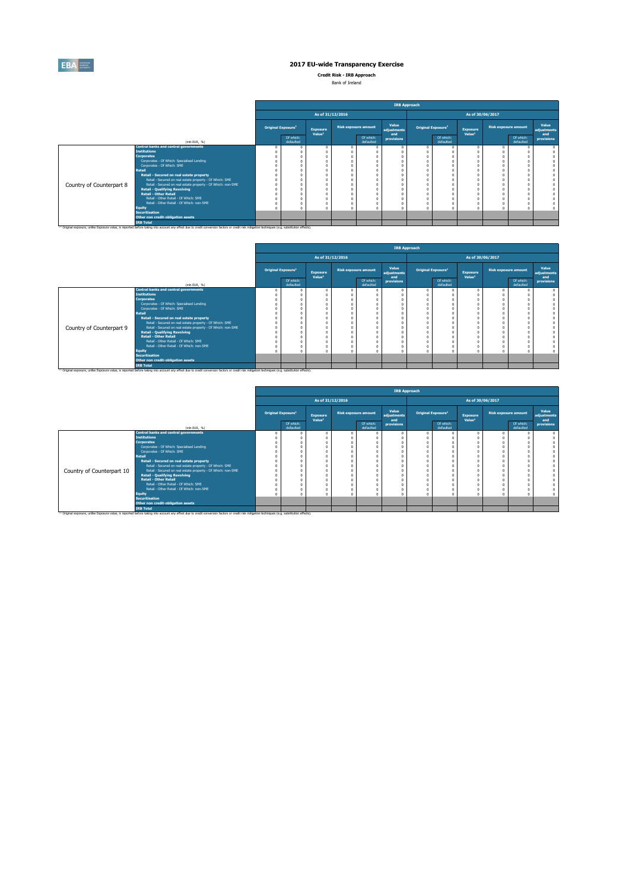# 2017 EU-wide Transparency Exercise

**Credit Risk - IRB Approach**

Bank of Ireland

| | (mln EUR, %) | IRB Approach | | | | | | | | | | | |
|---|---|---|---|---|---|---|---|---|---|---|---|---|---|
| | | As of 31/12/2016 | | | | | | As of 30/06/2017 | | | | | |
| | | Original Exposure[1] | | Exposure Value[1] | Risk exposure amount | | Value adjustments and provisions | Original Exposure[1] | | Exposure Value[1] | Risk exposure amount | | Value adjustments and provisions |
| | | | Of which: defaulted | | | Of which: defaulted | | | Of which: defaulted | | | Of which: defaulted | |
| Country of Counterpart 8 | Central banks and central governments | 0 | 0 | 0 | 0 | 0 | 0 | 0 | 0 | 0 | 0 | 0 | 0 |
| | Institutions | 0 | 0 | 0 | 0 | 0 | 0 | 0 | 0 | 0 | 0 | 0 | 0 |
| | Corporates | 0 | 0 | 0 | 0 | 0 | 0 | 0 | 0 | 0 | 0 | 0 | 0 |
| | Corporates - Of Which: Specialised Lending | 0 | 0 | 0 | 0 | 0 | 0 | 0 | 0 | 0 | 0 | 0 | 0 |
| | Corporates - Of Which: SME | 0 | 0 | 0 | 0 | 0 | 0 | 0 | 0 | 0 | 0 | 0 | 0 |
| | Retail | 0 | 0 | 0 | 0 | 0 | 0 | 0 | 0 | 0 | 0 | 0 | 0 |
| | Retail - Secured on real estate property | 0 | 0 | 0 | 0 | 0 | 0 | 0 | 0 | 0 | 0 | 0 | 0 |
| | Retail - Secured on real estate property - Of Which: SME | 0 | 0 | 0 | 0 | 0 | 0 | 0 | 0 | 0 | 0 | 0 | 0 |
| | Retail - Secured on real estate property - Of Which: non-SME | 0 | 0 | 0 | 0 | 0 | 0 | 0 | 0 | 0 | 0 | 0 | 0 |
| | Retail - Qualifying Revolving | 0 | 0 | 0 | 0 | 0 | 0 | 0 | 0 | 0 | 0 | 0 | 0 |
| | Retail - Other Retail | 0 | 0 | 0 | 0 | 0 | 0 | 0 | 0 | 0 | 0 | 0 | 0 |
| | Retail - Other Retail - Of Which: SME | 0 | 0 | 0 | 0 | 0 | 0 | 0 | 0 | 0 | 0 | 0 | 0 |
| | Retail - Other Retail - Of Which: non-SME | 0 | 0 | 0 | 0 | 0 | 0 | 0 | 0 | 0 | 0 | 0 | 0 |
| | Equity | 0 | 0 | 0 | 0 | 0 | 0 | 0 | 0 | 0 | 0 | 0 | 0 |
| | Securitisation | | | | | | | | | | | | |
| | Other non credit-obligation assets | | | | | | | | | | | | |
| | IRB Total | | | | | | | | | | | | |

[1] Original exposure, unlike Exposure value, is reported before taking into account any effect due to credit conversion factors or credit risk mitigation techniques (e.g. substitution effects).

| | (mln EUR, %) | IRB Approach | | | | | | | | | | | |
|---|---|---|---|---|---|---|---|---|---|---|---|---|---|
| | | As of 31/12/2016 | | | | | | As of 30/06/2017 | | | | | |
| | | Original Exposure[1] | | Exposure Value[1] | Risk exposure amount | | Value adjustments and provisions | Original Exposure[1] | | Exposure Value[1] | Risk exposure amount | | Value adjustments and provisions |
| | | | Of which: defaulted | | | Of which: defaulted | | | Of which: defaulted | | | Of which: defaulted | |
| Country of Counterpart 9 | Central banks and central governments | 0 | 0 | 0 | 0 | 0 | 0 | 0 | 0 | 0 | 0 | 0 | 0 |
| | Institutions | 0 | 0 | 0 | 0 | 0 | 0 | 0 | 0 | 0 | 0 | 0 | 0 |
| | Corporates | 0 | 0 | 0 | 0 | 0 | 0 | 0 | 0 | 0 | 0 | 0 | 0 |
| | Corporates - Of Which: Specialised Lending | 0 | 0 | 0 | 0 | 0 | 0 | 0 | 0 | 0 | 0 | 0 | 0 |
| | Corporates - Of Which: SME | 0 | 0 | 0 | 0 | 0 | 0 | 0 | 0 | 0 | 0 | 0 | 0 |
| | Retail | 0 | 0 | 0 | 0 | 0 | 0 | 0 | 0 | 0 | 0 | 0 | 0 |
| | Retail - Secured on real estate property | 0 | 0 | 0 | 0 | 0 | 0 | 0 | 0 | 0 | 0 | 0 | 0 |
| | Retail - Secured on real estate property - Of Which: SME | 0 | 0 | 0 | 0 | 0 | 0 | 0 | 0 | 0 | 0 | 0 | 0 |
| | Retail - Secured on real estate property - Of Which: non-SME | 0 | 0 | 0 | 0 | 0 | 0 | 0 | 0 | 0 | 0 | 0 | 0 |
| | Retail - Qualifying Revolving | 0 | 0 | 0 | 0 | 0 | 0 | 0 | 0 | 0 | 0 | 0 | 0 |
| | Retail - Other Retail | 0 | 0 | 0 | 0 | 0 | 0 | 0 | 0 | 0 | 0 | 0 | 0 |
| | Retail - Other Retail - Of Which: SME | 0 | 0 | 0 | 0 | 0 | 0 | 0 | 0 | 0 | 0 | 0 | 0 |
| | Retail - Other Retail - Of Which: non-SME | 0 | 0 | 0 | 0 | 0 | 0 | 0 | 0 | 0 | 0 | 0 | 0 |
| | Equity | 0 | 0 | 0 | 0 | 0 | 0 | 0 | 0 | 0 | 0 | 0 | 0 |
| | Securitisation | | | | | | | | | | | | |
| | Other non credit-obligation assets | | | | | | | | | | | | |
| | IRB Total | | | | | | | | | | | | |

[1] Original exposure, unlike Exposure value, is reported before taking into account any effect due to credit conversion factors or credit risk mitigation techniques (e.g. substitution effects).

| | (mln EUR, %) | IRB Approach | | | | | | | | | | | |
|---|---|---|---|---|---|---|---|---|---|---|---|---|---|
| | | As of 31/12/2016 | | | | | | As of 30/06/2017 | | | | | |
| | | Original Exposure[1] | | Exposure Value[1] | Risk exposure amount | | Value adjustments and provisions | Original Exposure[1] | | Exposure Value[1] | Risk exposure amount | | Value adjustments and provisions |
| | | | Of which: defaulted | | | Of which: defaulted | | | Of which: defaulted | | | Of which: defaulted | |
| Country of Counterpart 10 | Central banks and central governments | 0 | 0 | 0 | 0 | 0 | 0 | 0 | 0 | 0 | 0 | 0 | 0 |
| | Institutions | 0 | 0 | 0 | 0 | 0 | 0 | 0 | 0 | 0 | 0 | 0 | 0 |
| | Corporates | 0 | 0 | 0 | 0 | 0 | 0 | 0 | 0 | 0 | 0 | 0 | 0 |
| | Corporates - Of Which: Specialised Lending | 0 | 0 | 0 | 0 | 0 | 0 | 0 | 0 | 0 | 0 | 0 | 0 |
| | Corporates - Of Which: SME | 0 | 0 | 0 | 0 | 0 | 0 | 0 | 0 | 0 | 0 | 0 | 0 |
| | Retail | 0 | 0 | 0 | 0 | 0 | 0 | 0 | 0 | 0 | 0 | 0 | 0 |
| | Retail - Secured on real estate property | 0 | 0 | 0 | 0 | 0 | 0 | 0 | 0 | 0 | 0 | 0 | 0 |
| | Retail - Secured on real estate property - Of Which: SME | 0 | 0 | 0 | 0 | 0 | 0 | 0 | 0 | 0 | 0 | 0 | 0 |
| | Retail - Secured on real estate property - Of Which: non-SME | 0 | 0 | 0 | 0 | 0 | 0 | 0 | 0 | 0 | 0 | 0 | 0 |
| | Retail - Qualifying Revolving | 0 | 0 | 0 | 0 | 0 | 0 | 0 | 0 | 0 | 0 | 0 | 0 |
| | Retail - Other Retail | 0 | 0 | 0 | 0 | 0 | 0 | 0 | 0 | 0 | 0 | 0 | 0 |
| | Retail - Other Retail - Of Which: SME | 0 | 0 | 0 | 0 | 0 | 0 | 0 | 0 | 0 | 0 | 0 | 0 |
| | Retail - Other Retail - Of Which: non-SME | 0 | 0 | 0 | 0 | 0 | 0 | 0 | 0 | 0 | 0 | 0 | 0 |
| | Equity | 0 | 0 | 0 | 0 | 0 | 0 | 0 | 0 | 0 | 0 | 0 | 0 |
| | Securitisation | | | | | | | | | | | | |
| | Other non credit-obligation assets | | | | | | | | | | | | |
| | IRB Total | | | | | | | | | | | | |

[1] Original exposure, unlike Exposure value, is reported before taking into account any effect due to credit conversion factors or credit risk mitigation techniques (e.g. substitution effects).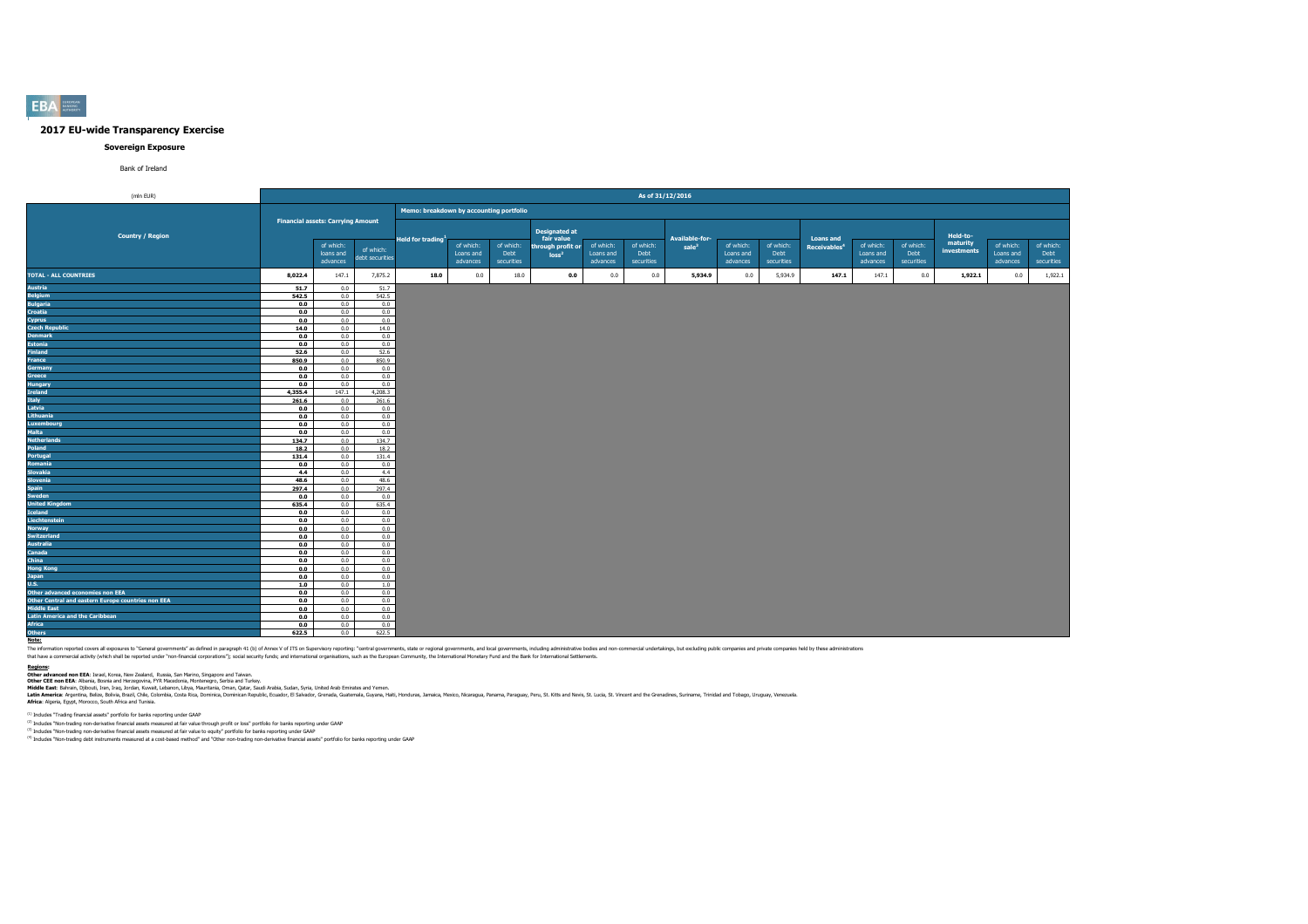## 2017 EU-wide Transparency Exercise

### Sovereign Exposure

Bank of Ireland

| (mln EUR) | As of 31/12/2016 | | | | | | | | | | | | | | | | | | |
|---|---|---|---|---|---|---|---|---|---|---|---|---|---|---|---|---|---|---|---|
| | Financial assets: Carrying Amount | | | Memo: breakdown by accounting portfolio | | | | | | | | | | | | | | | |
| Country / Region | | of which: loans and advances | of which: debt securities | Held for trading[1] | of which: Loans and advances | of which: Debt securities | Designated at fair value through profit or loss[2] | of which: Loans and advances | of which: Debt securities | Available-for-sale[3] | of which: Loans and advances | of which: Debt securities | Loans and Receivables[4] | of which: Loans and advances | of which: Debt securities | Held-to-maturity investments | of which: Loans and advances | of which: Debt securities |
| **TOTAL - ALL COUNTRIES** | **8,022.4** | 147.1 | 7,875.2 | **18.0** | 0.0 | 18.0 | **0.0** | 0.0 | 0.0 | **5,934.9** | 0.0 | 5,934.9 | **147.1** | 147.1 | 0.0 | **1,922.1** | 0.0 | 1,922.1 |
| Austria | 51.7 | 0.0 | 51.7 | | | | | | | | | | | | | | | |
| Belgium | 542.5 | 0.0 | 542.5 | | | | | | | | | | | | | | | |
| Bulgaria | 0.0 | 0.0 | 0.0 | | | | | | | | | | | | | | | |
| Croatia | 0.0 | 0.0 | 0.0 | | | | | | | | | | | | | | | |
| Cyprus | 0.0 | 0.0 | 0.0 | | | | | | | | | | | | | | | |
| Czech Republic | 14.0 | 0.0 | 14.0 | | | | | | | | | | | | | | | |
| Denmark | 0.0 | 0.0 | 0.0 | | | | | | | | | | | | | | | |
| Estonia | 0.0 | 0.0 | 0.0 | | | | | | | | | | | | | | | |
| Finland | 52.6 | 0.0 | 52.6 | | | | | | | | | | | | | | | |
| France | 850.9 | 0.0 | 850.9 | | | | | | | | | | | | | | | |
| Germany | 0.0 | 0.0 | 0.0 | | | | | | | | | | | | | | | |
| Greece | 0.0 | 0.0 | 0.0 | | | | | | | | | | | | | | | |
| Hungary | 0.0 | 0.0 | 0.0 | | | | | | | | | | | | | | | |
| Ireland | 4,355.4 | 147.1 | 4,208.3 | | | | | | | | | | | | | | | |
| Italy | 261.6 | 0.0 | 261.6 | | | | | | | | | | | | | | | |
| Latvia | 0.0 | 0.0 | 0.0 | | | | | | | | | | | | | | | |
| Lithuania | 0.0 | 0.0 | 0.0 | | | | | | | | | | | | | | | |
| Luxembourg | 0.0 | 0.0 | 0.0 | | | | | | | | | | | | | | | |
| Malta | 0.0 | 0.0 | 0.0 | | | | | | | | | | | | | | | |
| Netherlands | 134.7 | 0.0 | 134.7 | | | | | | | | | | | | | | | |
| Poland | 18.2 | 0.0 | 18.2 | | | | | | | | | | | | | | | |
| Portugal | 131.4 | 0.0 | 131.4 | | | | | | | | | | | | | | | |
| Romania | 0.0 | 0.0 | 0.0 | | | | | | | | | | | | | | | |
| Slovakia | 4.4 | 0.0 | 4.4 | | | | | | | | | | | | | | | |
| Slovenia | 48.6 | 0.0 | 48.6 | | | | | | | | | | | | | | | |
| Spain | 297.4 | 0.0 | 297.4 | | | | | | | | | | | | | | | |
| Sweden | 0.0 | 0.0 | 0.0 | | | | | | | | | | | | | | | |
| United Kingdom | 635.4 | 0.0 | 635.4 | | | | | | | | | | | | | | | |
| Iceland | 0.0 | 0.0 | 0.0 | | | | | | | | | | | | | | | |
| Liechtenstein | 0.0 | 0.0 | 0.0 | | | | | | | | | | | | | | | |
| Norway | 0.0 | 0.0 | 0.0 | | | | | | | | | | | | | | | |
| Switzerland | 0.0 | 0.0 | 0.0 | | | | | | | | | | | | | | | |
| Australia | 0.0 | 0.0 | 0.0 | | | | | | | | | | | | | | | |
| Canada | 0.0 | 0.0 | 0.0 | | | | | | | | | | | | | | | |
| China | 0.0 | 0.0 | 0.0 | | | | | | | | | | | | | | | |
| Hong Kong | 0.0 | 0.0 | 0.0 | | | | | | | | | | | | | | | |
| Japan | 0.0 | 0.0 | 0.0 | | | | | | | | | | | | | | | |
| U.S. | 1.0 | 0.0 | 1.0 | | | | | | | | | | | | | | | |
| Other advanced economies non EEA | 0.0 | 0.0 | 0.0 | | | | | | | | | | | | | | | |
| Other Central and eastern Europe countries non EEA | 0.0 | 0.0 | 0.0 | | | | | | | | | | | | | | | |
| Middle East | 0.0 | 0.0 | 0.0 | | | | | | | | | | | | | | | |
| Latin America and the Caribbean | 0.0 | 0.0 | 0.0 | | | | | | | | | | | | | | | |
| Africa | 0.0 | 0.0 | 0.0 | | | | | | | | | | | | | | | |
| Others | 622.5 | 0.0 | 622.5 | | | | | | | | | | | | | | | |

**Note:**

The information reported covers all exposures to "General governments" as defined in paragraph 41 (b) of Annex V of ITS on Supervisory reporting: "central governments, state or regional governments, and local governments, including administrative bodies and non-commercial undertakings, but excluding public companies and private companies held by these administrations that have a commercial activity (which shall be reported under "non-financial corporations"); social security funds; and international organisations, such as the European Community, the International Monetary Fund and the Bank for International Settlements.

**Regions:**

**Other advanced non EEA**: Israel, Korea, New Zealand, Russia, San Marino, Singapore and Taiwan.
**Other CEE non EEA**: Albania, Bosnia and Herzegovina, FYR Macedonia, Montenegro, Serbia and Turkey.
**Middle East**: Bahrain, Djibouti, Iran, Iraq, Jordan, Kuwait, Lebanon, Libya, Mauritania, Oman, Qatar, Saudi Arabia, Sudan, Syria, United Arab Emirates and Yemen.
**Latin America**: Argentina, Belize, Bolivia, Brazil, Chile, Colombia, Costa Rica, Dominica, Dominican Republic, Ecuador, El Salvador, Grenada, Guatemala, Guyana, Haiti, Honduras, Jamaica, Mexico, Nicaragua, Panama, Paraguay, Peru, St. Kitts and Nevis, St. Lucia, St. Vincent and the Grenadines, Suriname, Trinidad and Tobago, Uruguay, Venezuela.
**Africa**: Algeria, Egypt, Morocco, South Africa and Tunisia.

(1) Includes "Trading financial assets" portfolio for banks reporting under GAAP

(2) Includes "Non-trading non-derivative financial assets measured at fair value through profit or loss" portfolio for banks reporting under GAAP

(3) Includes "Non-trading non-derivative financial assets measured at fair value to equity" portfolio for banks reporting under GAAP

(4) Includes "Non-trading debt instruments measured at a cost-based method" and "Other non-trading non-derivative financial assets" portfolio for banks reporting under GAAP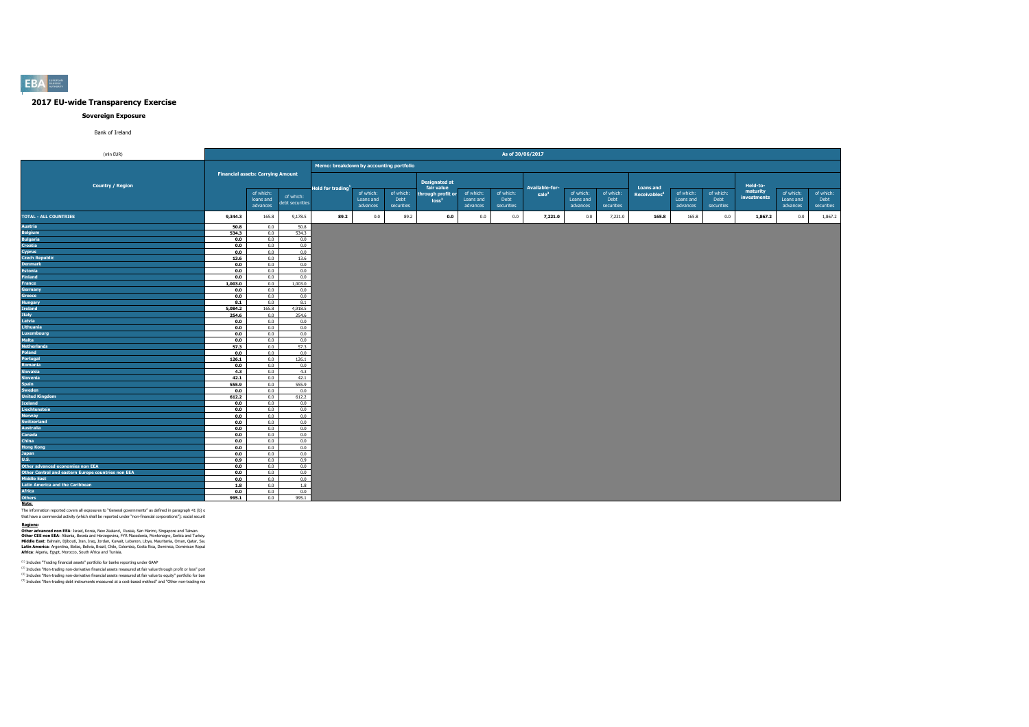# 2017 EU-wide Transparency Exercise

## Sovereign Exposure

Bank of Ireland

| (mln EUR) | As of 30/06/2017 | | | | | | | | | | | | | | | | | |
|---|---|---|---|---|---|---|---|---|---|---|---|---|---|---|---|---|---|---|
| Country / Region | Financial assets: Carrying Amount | | | Memo: breakdown by accounting portfolio | | | | | | | | | | | | | | |
| | | of which: loans and advances | of which: debt securities | Held for trading[1] | of which: Loans and advances | of which: Debt securities | Designated at fair value through profit or loss[2] | of which: Loans and advances | of which: Debt securities | Available-for-sale[3] | of which: Loans and advances | of which: Debt securities | Loans and Receivables[4] | of which: Loans and advances | of which: Debt securities | Held-to-maturity investments | of which: Loans and advances | of which: Debt securities |
| **TOTAL - ALL COUNTRIES** | **9,344.3** | 165.8 | 9,178.5 | **89.2** | 0.0 | 89.2 | **0.0** | 0.0 | 0.0 | **7,221.0** | 0.0 | 7,221.0 | **165.8** | 165.8 | 0.0 | **1,867.2** | 0.0 | 1,867.2 |
| Austria | 50.8 | 0.0 | 50.8 | | | | | | | | | | | | | | | |
| Belgium | 534.3 | 0.0 | 534.3 | | | | | | | | | | | | | | | |
| Bulgaria | 0.0 | 0.0 | 0.0 | | | | | | | | | | | | | | | |
| Croatia | 0.0 | 0.0 | 0.0 | | | | | | | | | | | | | | | |
| Cyprus | 0.0 | 0.0 | 0.0 | | | | | | | | | | | | | | | |
| Czech Republic | 13.6 | 0.0 | 13.6 | | | | | | | | | | | | | | | |
| Denmark | 0.0 | 0.0 | 0.0 | | | | | | | | | | | | | | | |
| Estonia | 0.0 | 0.0 | 0.0 | | | | | | | | | | | | | | | |
| Finland | 0.0 | 0.0 | 0.0 | | | | | | | | | | | | | | | |
| France | 1,003.0 | 0.0 | 1,003.0 | | | | | | | | | | | | | | | |
| Germany | 0.0 | 0.0 | 0.0 | | | | | | | | | | | | | | | |
| Greece | 0.0 | 0.0 | 0.0 | | | | | | | | | | | | | | | |
| Hungary | 8.1 | 0.0 | 8.1 | | | | | | | | | | | | | | | |
| Ireland | 5,084.2 | 165.8 | 4,918.5 | | | | | | | | | | | | | | | |
| Italy | 254.6 | 0.0 | 254.6 | | | | | | | | | | | | | | | |
| Latvia | 0.0 | 0.0 | 0.0 | | | | | | | | | | | | | | | |
| Lithuania | 0.0 | 0.0 | 0.0 | | | | | | | | | | | | | | | |
| Luxembourg | 0.0 | 0.0 | 0.0 | | | | | | | | | | | | | | | |
| Malta | 0.0 | 0.0 | 0.0 | | | | | | | | | | | | | | | |
| Netherlands | 57.3 | 0.0 | 57.3 | | | | | | | | | | | | | | | |
| Poland | 0.0 | 0.0 | 0.0 | | | | | | | | | | | | | | | |
| Portugal | 126.1 | 0.0 | 126.1 | | | | | | | | | | | | | | | |
| Romania | 0.0 | 0.0 | 0.0 | | | | | | | | | | | | | | | |
| Slovakia | 4.3 | 0.0 | 4.3 | | | | | | | | | | | | | | | |
| Slovenia | 42.1 | 0.0 | 42.1 | | | | | | | | | | | | | | | |
| Spain | 555.9 | 0.0 | 555.9 | | | | | | | | | | | | | | | |
| Sweden | 0.0 | 0.0 | 0.0 | | | | | | | | | | | | | | | |
| United Kingdom | 612.2 | 0.0 | 612.2 | | | | | | | | | | | | | | | |
| Iceland | 0.0 | 0.0 | 0.0 | | | | | | | | | | | | | | | |
| Liechtenstein | 0.0 | 0.0 | 0.0 | | | | | | | | | | | | | | | |
| Norway | 0.0 | 0.0 | 0.0 | | | | | | | | | | | | | | | |
| Switzerland | 0.0 | 0.0 | 0.0 | | | | | | | | | | | | | | | |
| Australia | 0.0 | 0.0 | 0.0 | | | | | | | | | | | | | | | |
| Canada | 0.0 | 0.0 | 0.0 | | | | | | | | | | | | | | | |
| China | 0.0 | 0.0 | 0.0 | | | | | | | | | | | | | | | |
| Hong Kong | 0.0 | 0.0 | 0.0 | | | | | | | | | | | | | | | |
| Japan | 0.0 | 0.0 | 0.0 | | | | | | | | | | | | | | | |
| U.S. | 0.9 | 0.0 | 0.9 | | | | | | | | | | | | | | | |
| Other advanced economies non EEA | 0.0 | 0.0 | 0.0 | | | | | | | | | | | | | | | |
| Other Central and eastern Europe countries non EEA | 0.0 | 0.0 | 0.0 | | | | | | | | | | | | | | | |
| Middle East | 0.0 | 0.0 | 0.0 | | | | | | | | | | | | | | | |
| Latin America and the Caribbean | 1.8 | 0.0 | 1.8 | | | | | | | | | | | | | | | |
| Africa | 0.0 | 0.0 | 0.0 | | | | | | | | | | | | | | | |
| Others | 995.1 | 0.0 | 995.1 | | | | | | | | | | | | | | | |

**Note:**

The information reported covers all exposures to "General governments" as defined in paragraph 41 (b) o that have a commercial activity (which shall be reported under "non-financial corporations"); social securit

**Regions:**

**Other advanced non EEA**: Israel, Korea, New Zealand, Russia, San Marino, Singapore and Taiwan.
**Other CEE non EEA**: Albania, Bosnia and Herzegovina, FYR Macedonia, Montenegro, Serbia and Turkey.
**Middle East**: Bahrain, Djibouti, Iran, Iraq, Jordan, Kuwait, Lebanon, Libya, Mauritania, Oman, Qatar, Sau
**Latin America**: Argentina, Belize, Bolivia, Brazil, Chile, Colombia, Costa Rica, Dominica, Dominican Repub
**Africa**: Algeria, Egypt, Morocco, South Africa and Tunisia.

(1) Includes "Trading financial assets" portfolio for banks reporting under GAAP

(2) Includes "Non-trading non-derivative financial assets measured at fair value through profit or loss" port

(3) Includes "Non-trading non-derivative financial assets measured at fair value to equity" portfolio for ban

(4) Includes "Non-trading debt instruments measured at a cost-based method" and "Other non-trading no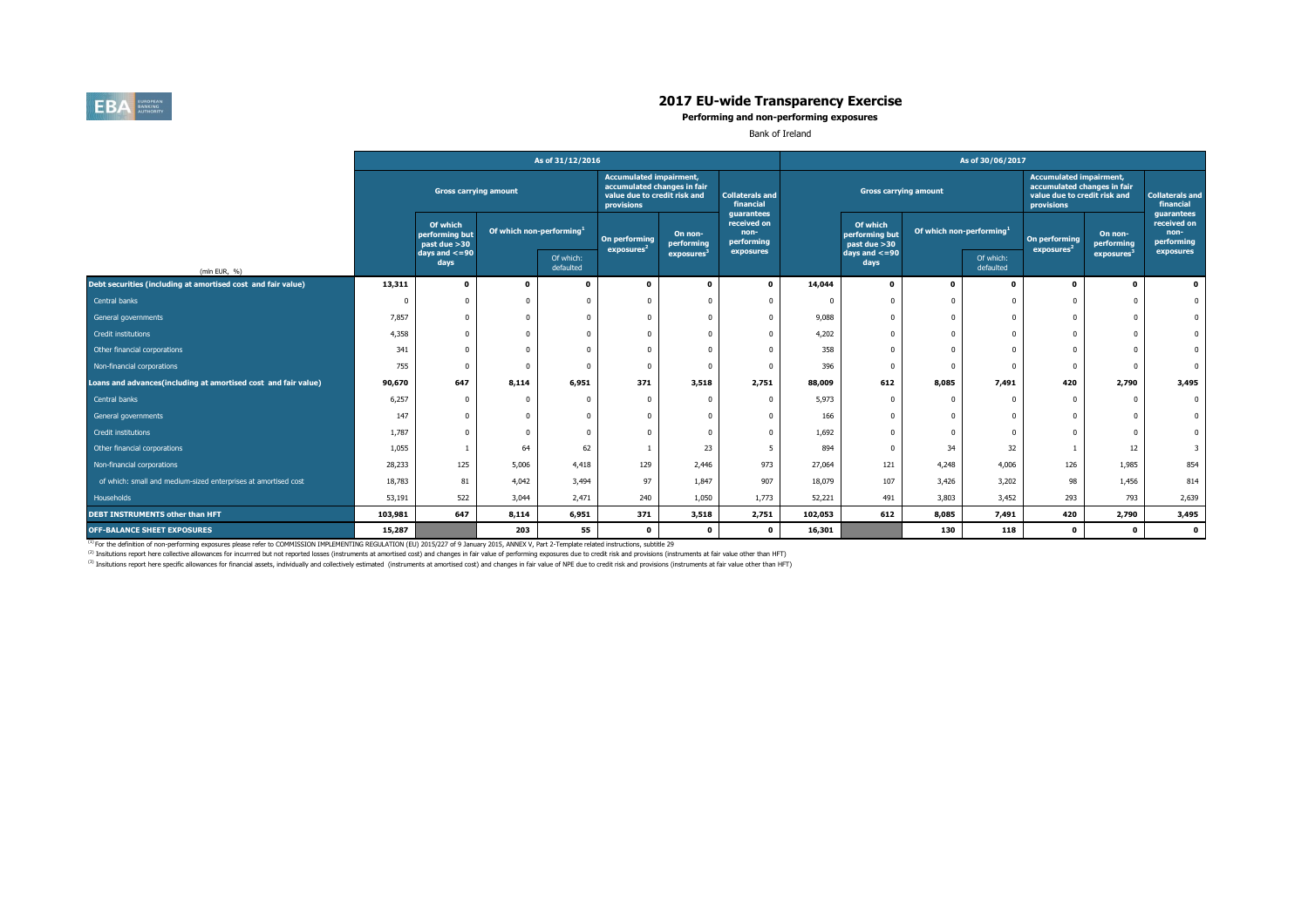# 2017 EU-wide Transparency Exercise

**Performing and non-performing exposures**

Bank of Ireland

| (mln EUR, %) | As of 31/12/2016 | | | | | | | As of 30/06/2017 | | | | | | |
|---|---|---|---|---|---|---|---|---|---|---|---|---|---|---|
| | Gross carrying amount | | | | Accumulated impairment, accumulated changes in fair value due to credit risk and provisions | | Collaterals and financial guarantees received on non-performing exposures | Gross carrying amount | | | | Accumulated impairment, accumulated changes in fair value due to credit risk and provisions | | Collaterals and financial guarantees received on non-performing exposures |
| | | Of which performing but past due >30 days and <=90 days | Of which non-performing[1] | | On performing exposures[2] | On non-performing exposures[3] | | | Of which performing but past due >30 days and <=90 days | Of which non-performing[1] | | On performing exposures[2] | On non-performing exposures[3] | |
| | | | | Of which: defaulted | | | | | | | Of which: defaulted | | | |
| **Debt securities (including at amortised cost and fair value)** | **13,311** | **0** | **0** | **0** | **0** | **0** | **0** | **14,044** | **0** | **0** | **0** | **0** | **0** | **0** |
| Central banks | 0 | 0 | 0 | 0 | 0 | 0 | 0 | 0 | 0 | 0 | 0 | 0 | 0 | 0 |
| General governments | 7,857 | 0 | 0 | 0 | 0 | 0 | 0 | 9,088 | 0 | 0 | 0 | 0 | 0 | 0 |
| Credit institutions | 4,358 | 0 | 0 | 0 | 0 | 0 | 0 | 4,202 | 0 | 0 | 0 | 0 | 0 | 0 |
| Other financial corporations | 341 | 0 | 0 | 0 | 0 | 0 | 0 | 358 | 0 | 0 | 0 | 0 | 0 | 0 |
| Non-financial corporations | 755 | 0 | 0 | 0 | 0 | 0 | 0 | 396 | 0 | 0 | 0 | 0 | 0 | 0 |
| **Loans and advances(including at amortised cost and fair value)** | **90,670** | **647** | **8,114** | **6,951** | **371** | **3,518** | **2,751** | **88,009** | **612** | **8,085** | **7,491** | **420** | **2,790** | **3,495** |
| Central banks | 6,257 | 0 | 0 | 0 | 0 | 0 | 0 | 5,973 | 0 | 0 | 0 | 0 | 0 | 0 |
| General governments | 147 | 0 | 0 | 0 | 0 | 0 | 0 | 166 | 0 | 0 | 0 | 0 | 0 | 0 |
| Credit institutions | 1,787 | 0 | 0 | 0 | 0 | 0 | 0 | 1,692 | 0 | 0 | 0 | 0 | 0 | 0 |
| Other financial corporations | 1,055 | 1 | 64 | 62 | 1 | 23 | 5 | 894 | 0 | 34 | 32 | 1 | 12 | 3 |
| Non-financial corporations | 28,233 | 125 | 5,006 | 4,418 | 129 | 2,446 | 973 | 27,064 | 121 | 4,248 | 4,006 | 126 | 1,985 | 854 |
| of which: small and medium-sized enterprises at amortised cost | 18,783 | 81 | 4,042 | 3,494 | 97 | 1,847 | 907 | 18,079 | 107 | 3,426 | 3,202 | 98 | 1,456 | 814 |
| Households | 53,191 | 522 | 3,044 | 2,471 | 240 | 1,050 | 1,773 | 52,221 | 491 | 3,803 | 3,452 | 293 | 793 | 2,639 |
| **DEBT INSTRUMENTS other than HFT** | **103,981** | **647** | **8,114** | **6,951** | **371** | **3,518** | **2,751** | **102,053** | **612** | **8,085** | **7,491** | **420** | **2,790** | **3,495** |
| **OFF-BALANCE SHEET EXPOSURES** | **15,287** | | **203** | **55** | **0** | **0** | **0** | **16,301** | | **130** | **118** | **0** | **0** | **0** |

(1) For the definition of non-performing exposures please refer to COMMISSION IMPLEMENTING REGULATION (EU) 2015/227 of 9 January 2015, ANNEX V, Part 2-Template related instructions, subtitle 29

(2) Insitutions report here collective allowances for incurrred but not reported losses (instruments at amortised cost) and changes in fair value of performing exposures due to credit risk and provisions (instruments at fair value other than HFT)

(3) Insitutions report here specific allowances for financial assets, individually and collectively estimated (instruments at amortised cost) and changes in fair value of NPE due to credit risk and provisions (instruments at fair value other than HFT)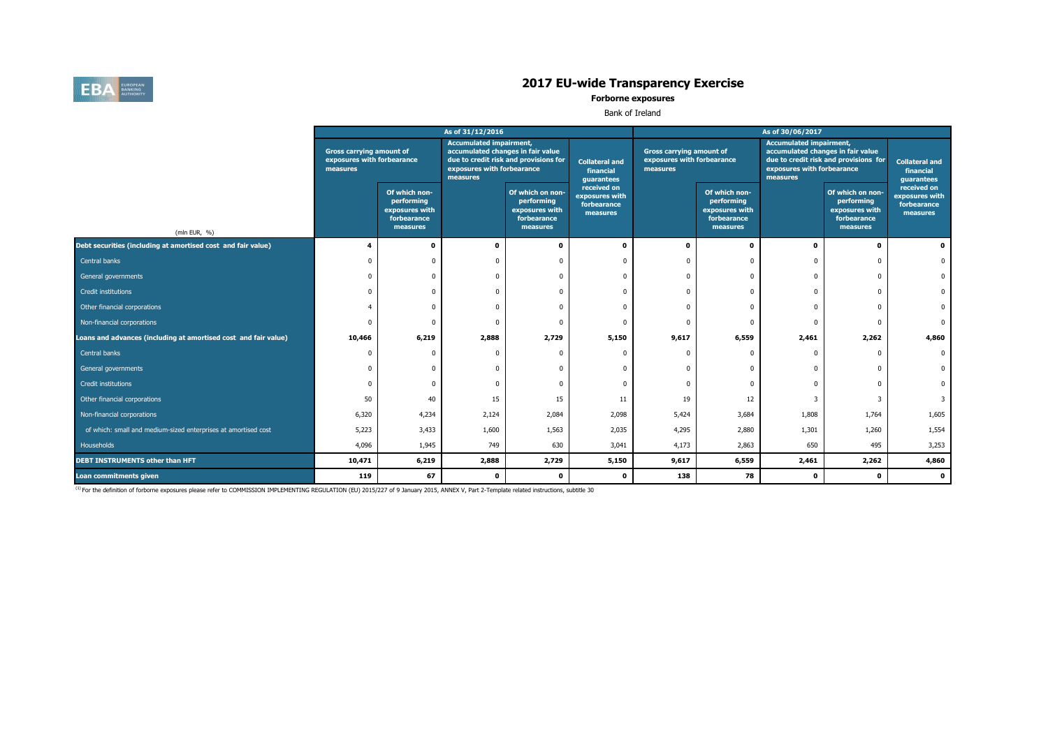# 2017 EU-wide Transparency Exercise

## Forborne exposures

Bank of Ireland

| (mln EUR, %) | As of 31/12/2016 | | | | | As of 30/06/2017 | | | | |
|---|---|---|---|---|---|---|---|---|---|---|
| | Gross carrying amount of exposures with forbearance measures | | Accumulated impairment, accumulated changes in fair value due to credit risk and provisions for exposures with forbearance measures | | Collateral and financial guarantees received on exposures with forbearance measures | Gross carrying amount of exposures with forbearance measures | | Accumulated impairment, accumulated changes in fair value due to credit risk and provisions for exposures with forbearance measures | | Collateral and financial guarantees received on exposures with forbearance measures |
| | | Of which non-performing exposures with forbearance measures | | Of which on non-performing exposures with forbearance measures | | | Of which non-performing exposures with forbearance measures | | Of which on non-performing exposures with forbearance measures | |
| **Debt securities (including at amortised cost and fair value)** | **4** | **0** | **0** | **0** | **0** | **0** | **0** | **0** | **0** | **0** |
| Central banks | 0 | 0 | 0 | 0 | 0 | 0 | 0 | 0 | 0 | 0 |
| General governments | 0 | 0 | 0 | 0 | 0 | 0 | 0 | 0 | 0 | 0 |
| Credit institutions | 0 | 0 | 0 | 0 | 0 | 0 | 0 | 0 | 0 | 0 |
| Other financial corporations | 4 | 0 | 0 | 0 | 0 | 0 | 0 | 0 | 0 | 0 |
| Non-financial corporations | 0 | 0 | 0 | 0 | 0 | 0 | 0 | 0 | 0 | 0 |
| **Loans and advances (including at amortised cost and fair value)** | **10,466** | **6,219** | **2,888** | **2,729** | **5,150** | **9,617** | **6,559** | **2,461** | **2,262** | **4,860** |
| Central banks | 0 | 0 | 0 | 0 | 0 | 0 | 0 | 0 | 0 | 0 |
| General governments | 0 | 0 | 0 | 0 | 0 | 0 | 0 | 0 | 0 | 0 |
| Credit institutions | 0 | 0 | 0 | 0 | 0 | 0 | 0 | 0 | 0 | 0 |
| Other financial corporations | 50 | 40 | 15 | 15 | 11 | 19 | 12 | 3 | 3 | 3 |
| Non-financial corporations | 6,320 | 4,234 | 2,124 | 2,084 | 2,098 | 5,424 | 3,684 | 1,808 | 1,764 | 1,605 |
| of which: small and medium-sized enterprises at amortised cost | 5,223 | 3,433 | 1,600 | 1,563 | 2,035 | 4,295 | 2,880 | 1,301 | 1,260 | 1,554 |
| Households | 4,096 | 1,945 | 749 | 630 | 3,041 | 4,173 | 2,863 | 650 | 495 | 3,253 |
| **DEBT INSTRUMENTS other than HFT** | **10,471** | **6,219** | **2,888** | **2,729** | **5,150** | **9,617** | **6,559** | **2,461** | **2,262** | **4,860** |
| **Loan commitments given** | **119** | **67** | **0** | **0** | **0** | **138** | **78** | **0** | **0** | **0** |

[1] For the definition of forborne exposures please refer to COMMISSION IMPLEMENTING REGULATION (EU) 2015/227 of 9 January 2015, ANNEX V, Part 2-Template related instructions, subtitle 30